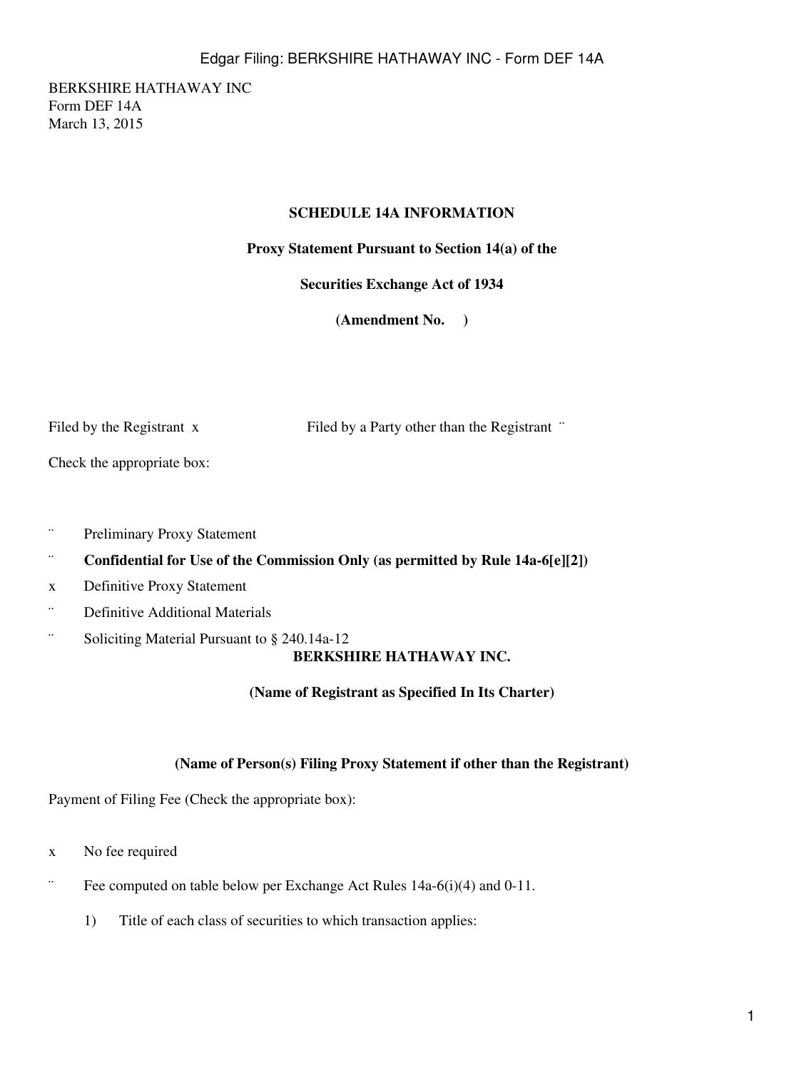BERKSHIRE HATHAWAY INC
Form DEF 14A
March 13, 2015

**SCHEDULE 14A INFORMATION**

**Proxy Statement Pursuant to Section 14(a) of the**

**Securities Exchange Act of 1934**

**(Amendment No.     )**

Filed by the Registrant x                    Filed by a Party other than the Registrant ¨

Check the appropriate box:

¨ Preliminary Proxy Statement

¨ **Confidential for Use of the Commission Only (as permitted by Rule 14a-6[e][2])**

x Definitive Proxy Statement

¨ Definitive Additional Materials

¨ Soliciting Material Pursuant to § 240.14a-12

**BERKSHIRE HATHAWAY INC.**

**(Name of Registrant as Specified In Its Charter)**

**(Name of Person(s) Filing Proxy Statement if other than the Registrant)**

Payment of Filing Fee (Check the appropriate box):

x No fee required

¨ Fee computed on table below per Exchange Act Rules 14a-6(i)(4) and 0-11.

1) Title of each class of securities to which transaction applies: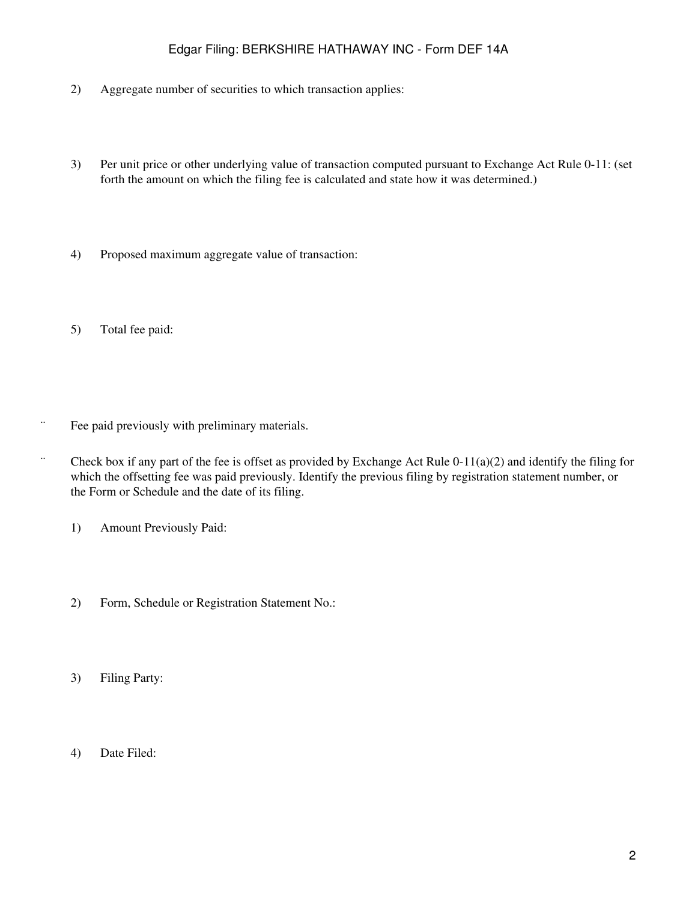2) Aggregate number of securities to which transaction applies:

3) Per unit price or other underlying value of transaction computed pursuant to Exchange Act Rule 0-11: (set forth the amount on which the filing fee is calculated and state how it was determined.)

4) Proposed maximum aggregate value of transaction:

5) Total fee paid:

¨ Fee paid previously with preliminary materials.

¨ Check box if any part of the fee is offset as provided by Exchange Act Rule 0-11(a)(2) and identify the filing for which the offsetting fee was paid previously. Identify the previous filing by registration statement number, or the Form or Schedule and the date of its filing.

1) Amount Previously Paid:

2) Form, Schedule or Registration Statement No.:

3) Filing Party:

4) Date Filed: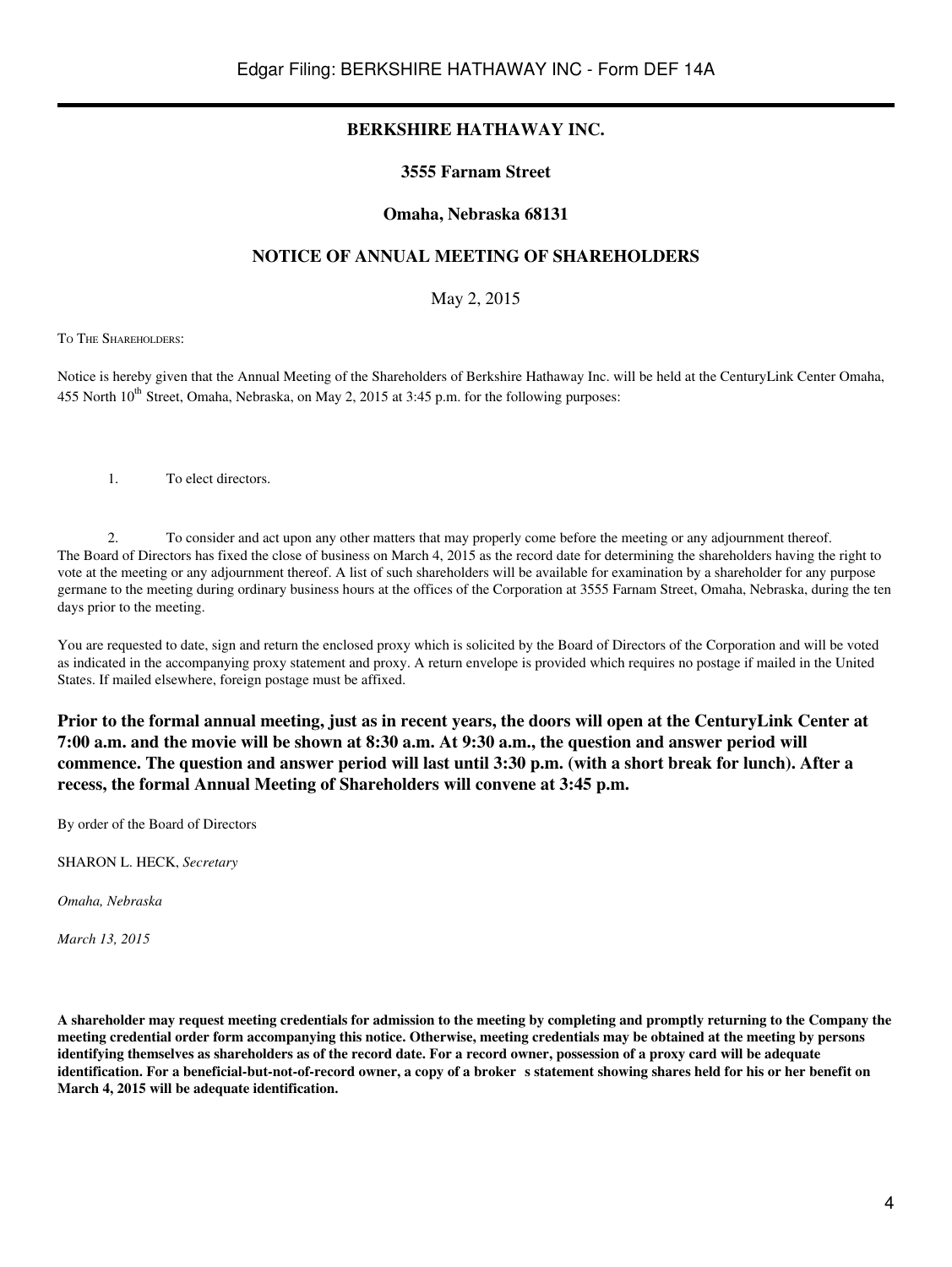# BERKSHIRE HATHAWAY INC.

**3555 Farnam Street**

**Omaha, Nebraska 68131**

## NOTICE OF ANNUAL MEETING OF SHAREHOLDERS

May 2, 2015

To The Shareholders:

Notice is hereby given that the Annual Meeting of the Shareholders of Berkshire Hathaway Inc. will be held at the CenturyLink Center Omaha, 455 North 10th Street, Omaha, Nebraska, on May 2, 2015 at 3:45 p.m. for the following purposes:

1. To elect directors.

2. To consider and act upon any other matters that may properly come before the meeting or any adjournment thereof.

The Board of Directors has fixed the close of business on March 4, 2015 as the record date for determining the shareholders having the right to vote at the meeting or any adjournment thereof. A list of such shareholders will be available for examination by a shareholder for any purpose germane to the meeting during ordinary business hours at the offices of the Corporation at 3555 Farnam Street, Omaha, Nebraska, during the ten days prior to the meeting.

You are requested to date, sign and return the enclosed proxy which is solicited by the Board of Directors of the Corporation and will be voted as indicated in the accompanying proxy statement and proxy. A return envelope is provided which requires no postage if mailed in the United States. If mailed elsewhere, foreign postage must be affixed.

**Prior to the formal annual meeting, just as in recent years, the doors will open at the CenturyLink Center at 7:00 a.m. and the movie will be shown at 8:30 a.m. At 9:30 a.m., the question and answer period will commence. The question and answer period will last until 3:30 p.m. (with a short break for lunch). After a recess, the formal Annual Meeting of Shareholders will convene at 3:45 p.m.**

By order of the Board of Directors

SHARON L. HECK, *Secretary*

*Omaha, Nebraska*

*March 13, 2015*

**A shareholder may request meeting credentials for admission to the meeting by completing and promptly returning to the Company the meeting credential order form accompanying this notice. Otherwise, meeting credentials may be obtained at the meeting by persons identifying themselves as shareholders as of the record date. For a record owner, possession of a proxy card will be adequate identification. For a beneficial-but-not-of-record owner, a copy of a broker s statement showing shares held for his or her benefit on March 4, 2015 will be adequate identification.**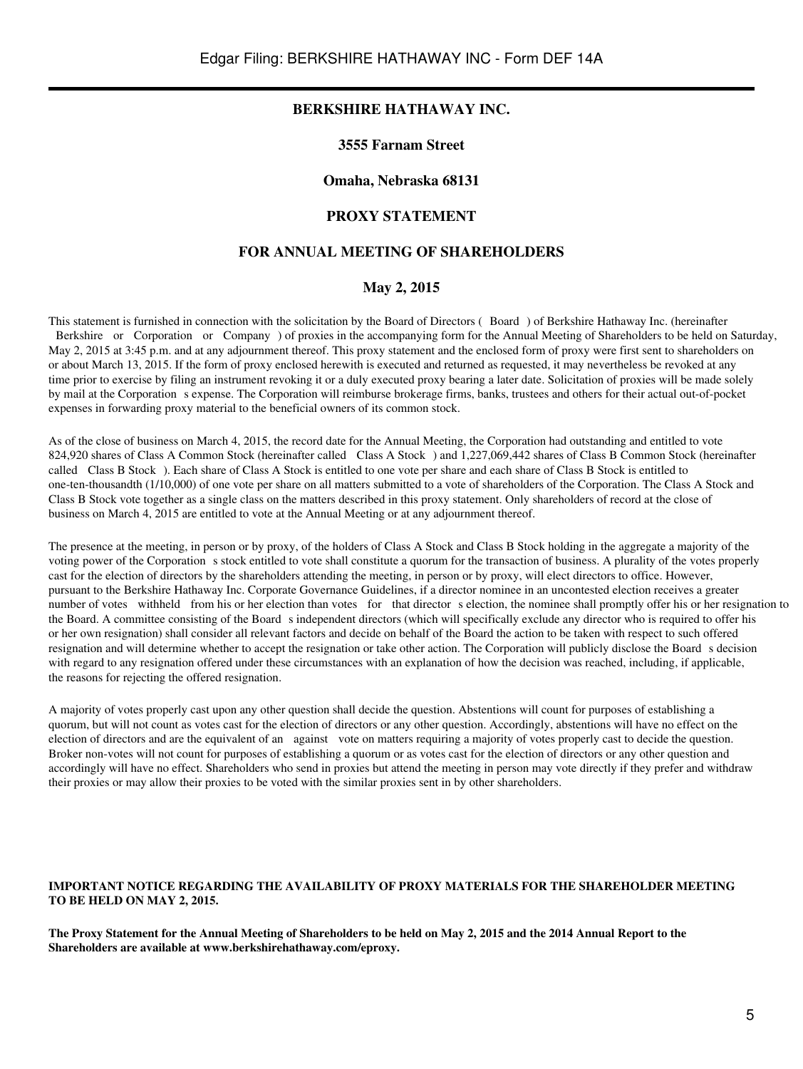# BERKSHIRE HATHAWAY INC.

**3555 Farnam Street**

**Omaha, Nebraska 68131**

## PROXY STATEMENT

## FOR ANNUAL MEETING OF SHAREHOLDERS

**May 2, 2015**

This statement is furnished in connection with the solicitation by the Board of Directors ( Board ) of Berkshire Hathaway Inc. (hereinafter Berkshire or Corporation or Company ) of proxies in the accompanying form for the Annual Meeting of Shareholders to be held on Saturday, May 2, 2015 at 3:45 p.m. and at any adjournment thereof. This proxy statement and the enclosed form of proxy were first sent to shareholders on or about March 13, 2015. If the form of proxy enclosed herewith is executed and returned as requested, it may nevertheless be revoked at any time prior to exercise by filing an instrument revoking it or a duly executed proxy bearing a later date. Solicitation of proxies will be made solely by mail at the Corporation s expense. The Corporation will reimburse brokerage firms, banks, trustees and others for their actual out-of-pocket expenses in forwarding proxy material to the beneficial owners of its common stock.

As of the close of business on March 4, 2015, the record date for the Annual Meeting, the Corporation had outstanding and entitled to vote 824,920 shares of Class A Common Stock (hereinafter called Class A Stock ) and 1,227,069,442 shares of Class B Common Stock (hereinafter called Class B Stock ). Each share of Class A Stock is entitled to one vote per share and each share of Class B Stock is entitled to one-ten-thousandth (1/10,000) of one vote per share on all matters submitted to a vote of shareholders of the Corporation. The Class A Stock and Class B Stock vote together as a single class on the matters described in this proxy statement. Only shareholders of record at the close of business on March 4, 2015 are entitled to vote at the Annual Meeting or at any adjournment thereof.

The presence at the meeting, in person or by proxy, of the holders of Class A Stock and Class B Stock holding in the aggregate a majority of the voting power of the Corporation s stock entitled to vote shall constitute a quorum for the transaction of business. A plurality of the votes properly cast for the election of directors by the shareholders attending the meeting, in person or by proxy, will elect directors to office. However, pursuant to the Berkshire Hathaway Inc. Corporate Governance Guidelines, if a director nominee in an uncontested election receives a greater number of votes withheld from his or her election than votes for that director s election, the nominee shall promptly offer his or her resignation to the Board. A committee consisting of the Board s independent directors (which will specifically exclude any director who is required to offer his or her own resignation) shall consider all relevant factors and decide on behalf of the Board the action to be taken with respect to such offered resignation and will determine whether to accept the resignation or take other action. The Corporation will publicly disclose the Board s decision with regard to any resignation offered under these circumstances with an explanation of how the decision was reached, including, if applicable, the reasons for rejecting the offered resignation.

A majority of votes properly cast upon any other question shall decide the question. Abstentions will count for purposes of establishing a quorum, but will not count as votes cast for the election of directors or any other question. Accordingly, abstentions will have no effect on the election of directors and are the equivalent of an against vote on matters requiring a majority of votes properly cast to decide the question. Broker non-votes will not count for purposes of establishing a quorum or as votes cast for the election of directors or any other question and accordingly will have no effect. Shareholders who send in proxies but attend the meeting in person may vote directly if they prefer and withdraw their proxies or may allow their proxies to be voted with the similar proxies sent in by other shareholders.

**IMPORTANT NOTICE REGARDING THE AVAILABILITY OF PROXY MATERIALS FOR THE SHAREHOLDER MEETING TO BE HELD ON MAY 2, 2015.**

**The Proxy Statement for the Annual Meeting of Shareholders to be held on May 2, 2015 and the 2014 Annual Report to the Shareholders are available at www.berkshirehathaway.com/eproxy.**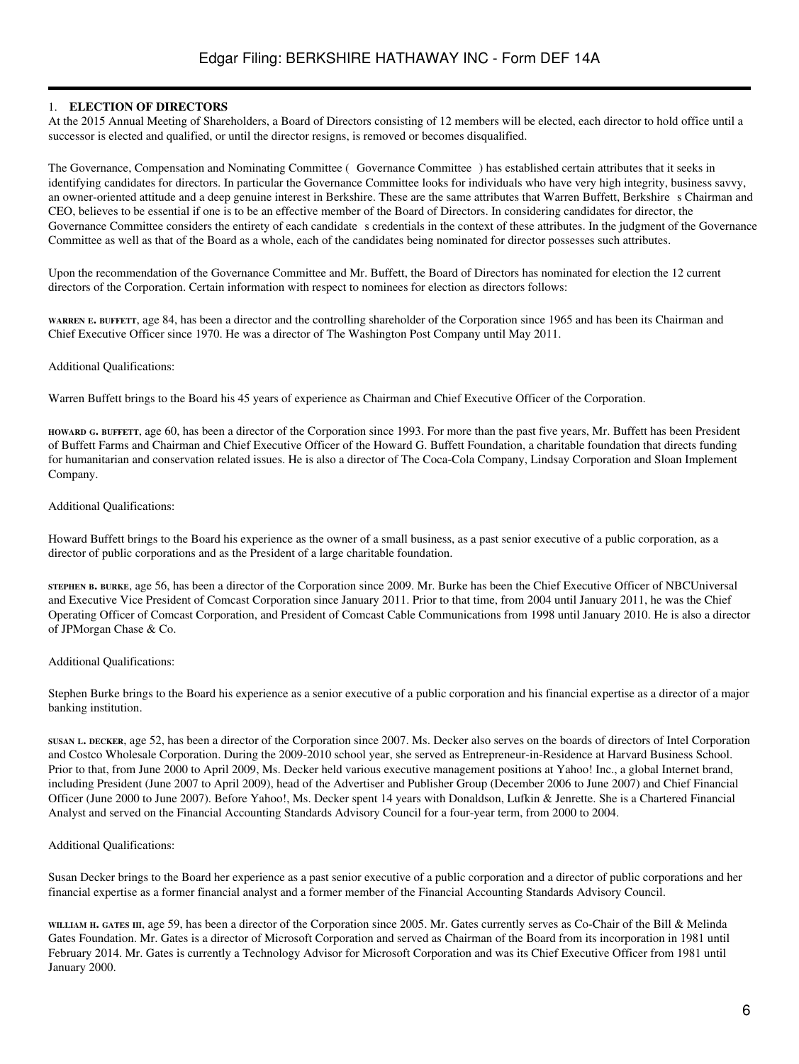## 1. ELECTION OF DIRECTORS

At the 2015 Annual Meeting of Shareholders, a Board of Directors consisting of 12 members will be elected, each director to hold office until a successor is elected and qualified, or until the director resigns, is removed or becomes disqualified.

The Governance, Compensation and Nominating Committee ( Governance Committee ) has established certain attributes that it seeks in identifying candidates for directors. In particular the Governance Committee looks for individuals who have very high integrity, business savvy, an owner-oriented attitude and a deep genuine interest in Berkshire. These are the same attributes that Warren Buffett, Berkshire s Chairman and CEO, believes to be essential if one is to be an effective member of the Board of Directors. In considering candidates for director, the Governance Committee considers the entirety of each candidate s credentials in the context of these attributes. In the judgment of the Governance Committee as well as that of the Board as a whole, each of the candidates being nominated for director possesses such attributes.

Upon the recommendation of the Governance Committee and Mr. Buffett, the Board of Directors has nominated for election the 12 current directors of the Corporation. Certain information with respect to nominees for election as directors follows:

**WARREN E. BUFFETT**, age 84, has been a director and the controlling shareholder of the Corporation since 1965 and has been its Chairman and Chief Executive Officer since 1970. He was a director of The Washington Post Company until May 2011.

Additional Qualifications:

Warren Buffett brings to the Board his 45 years of experience as Chairman and Chief Executive Officer of the Corporation.

**HOWARD G. BUFFETT**, age 60, has been a director of the Corporation since 1993. For more than the past five years, Mr. Buffett has been President of Buffett Farms and Chairman and Chief Executive Officer of the Howard G. Buffett Foundation, a charitable foundation that directs funding for humanitarian and conservation related issues. He is also a director of The Coca-Cola Company, Lindsay Corporation and Sloan Implement Company.

Additional Qualifications:

Howard Buffett brings to the Board his experience as the owner of a small business, as a past senior executive of a public corporation, as a director of public corporations and as the President of a large charitable foundation.

**STEPHEN B. BURKE**, age 56, has been a director of the Corporation since 2009. Mr. Burke has been the Chief Executive Officer of NBCUniversal and Executive Vice President of Comcast Corporation since January 2011. Prior to that time, from 2004 until January 2011, he was the Chief Operating Officer of Comcast Corporation, and President of Comcast Cable Communications from 1998 until January 2010. He is also a director of JPMorgan Chase & Co.

Additional Qualifications:

Stephen Burke brings to the Board his experience as a senior executive of a public corporation and his financial expertise as a director of a major banking institution.

**SUSAN L. DECKER**, age 52, has been a director of the Corporation since 2007. Ms. Decker also serves on the boards of directors of Intel Corporation and Costco Wholesale Corporation. During the 2009-2010 school year, she served as Entrepreneur-in-Residence at Harvard Business School. Prior to that, from June 2000 to April 2009, Ms. Decker held various executive management positions at Yahoo! Inc., a global Internet brand, including President (June 2007 to April 2009), head of the Advertiser and Publisher Group (December 2006 to June 2007) and Chief Financial Officer (June 2000 to June 2007). Before Yahoo!, Ms. Decker spent 14 years with Donaldson, Lufkin & Jenrette. She is a Chartered Financial Analyst and served on the Financial Accounting Standards Advisory Council for a four-year term, from 2000 to 2004.

Additional Qualifications:

Susan Decker brings to the Board her experience as a past senior executive of a public corporation and a director of public corporations and her financial expertise as a former financial analyst and a former member of the Financial Accounting Standards Advisory Council.

**WILLIAM H. GATES III**, age 59, has been a director of the Corporation since 2005. Mr. Gates currently serves as Co-Chair of the Bill & Melinda Gates Foundation. Mr. Gates is a director of Microsoft Corporation and served as Chairman of the Board from its incorporation in 1981 until February 2014. Mr. Gates is currently a Technology Advisor for Microsoft Corporation and was its Chief Executive Officer from 1981 until January 2000.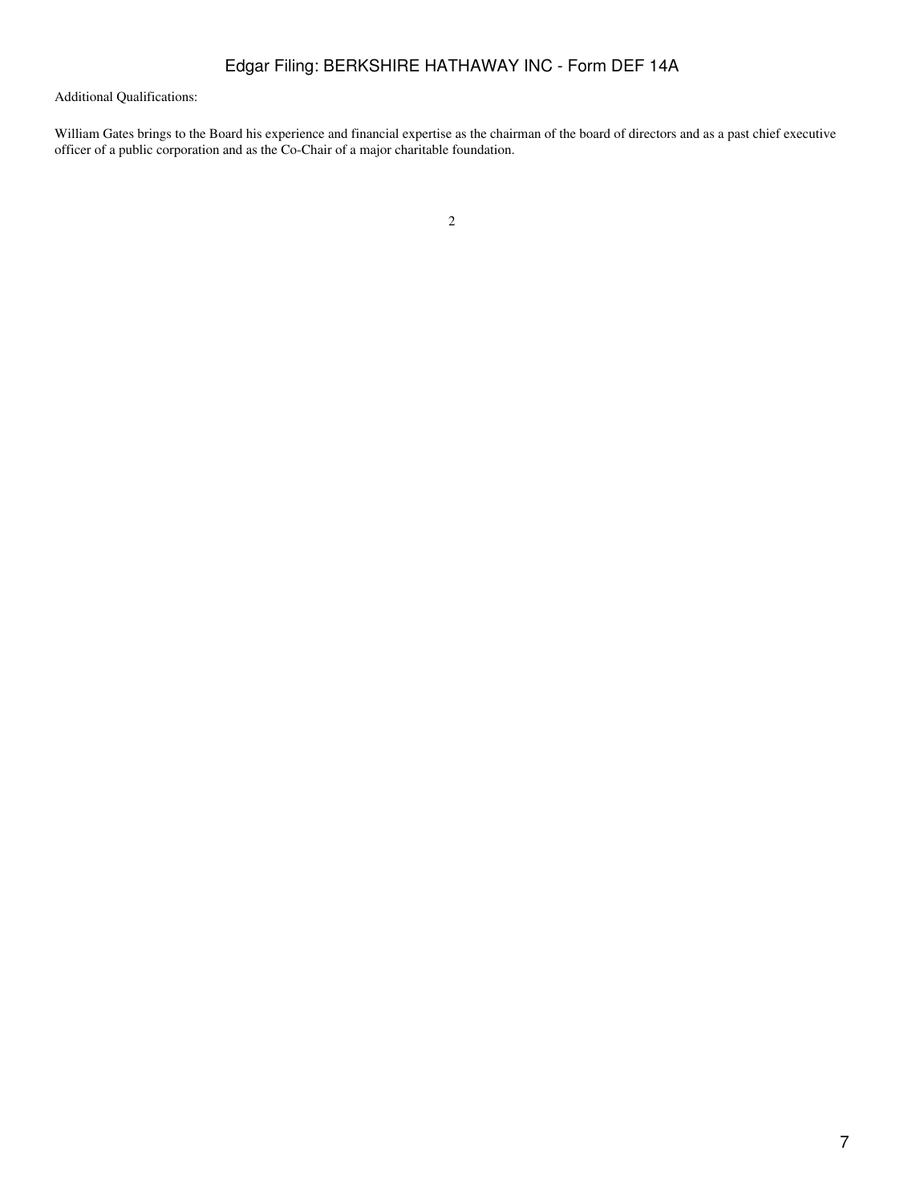Additional Qualifications:

William Gates brings to the Board his experience and financial expertise as the chairman of the board of directors and as a past chief executive officer of a public corporation and as the Co-Chair of a major charitable foundation.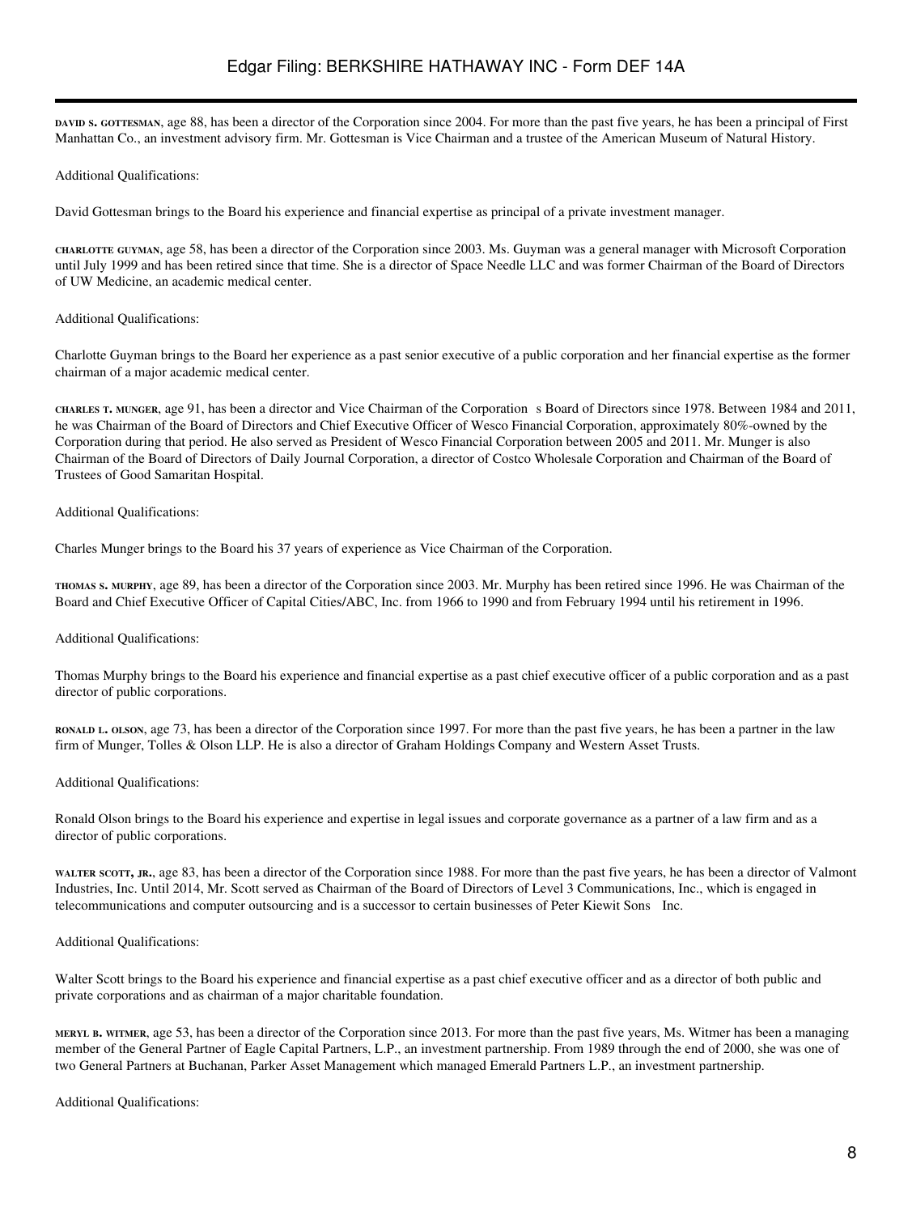**DAVID S. GOTTESMAN**, age 88, has been a director of the Corporation since 2004. For more than the past five years, he has been a principal of First Manhattan Co., an investment advisory firm. Mr. Gottesman is Vice Chairman and a trustee of the American Museum of Natural History.

Additional Qualifications:

David Gottesman brings to the Board his experience and financial expertise as principal of a private investment manager.

**CHARLOTTE GUYMAN**, age 58, has been a director of the Corporation since 2003. Ms. Guyman was a general manager with Microsoft Corporation until July 1999 and has been retired since that time. She is a director of Space Needle LLC and was former Chairman of the Board of Directors of UW Medicine, an academic medical center.

Additional Qualifications:

Charlotte Guyman brings to the Board her experience as a past senior executive of a public corporation and her financial expertise as the former chairman of a major academic medical center.

**CHARLES T. MUNGER**, age 91, has been a director and Vice Chairman of the Corporation s Board of Directors since 1978. Between 1984 and 2011, he was Chairman of the Board of Directors and Chief Executive Officer of Wesco Financial Corporation, approximately 80%-owned by the Corporation during that period. He also served as President of Wesco Financial Corporation between 2005 and 2011. Mr. Munger is also Chairman of the Board of Directors of Daily Journal Corporation, a director of Costco Wholesale Corporation and Chairman of the Board of Trustees of Good Samaritan Hospital.

Additional Qualifications:

Charles Munger brings to the Board his 37 years of experience as Vice Chairman of the Corporation.

**THOMAS S. MURPHY**, age 89, has been a director of the Corporation since 2003. Mr. Murphy has been retired since 1996. He was Chairman of the Board and Chief Executive Officer of Capital Cities/ABC, Inc. from 1966 to 1990 and from February 1994 until his retirement in 1996.

Additional Qualifications:

Thomas Murphy brings to the Board his experience and financial expertise as a past chief executive officer of a public corporation and as a past director of public corporations.

**RONALD L. OLSON**, age 73, has been a director of the Corporation since 1997. For more than the past five years, he has been a partner in the law firm of Munger, Tolles & Olson LLP. He is also a director of Graham Holdings Company and Western Asset Trusts.

Additional Qualifications:

Ronald Olson brings to the Board his experience and expertise in legal issues and corporate governance as a partner of a law firm and as a director of public corporations.

**WALTER SCOTT, JR.**, age 83, has been a director of the Corporation since 1988. For more than the past five years, he has been a director of Valmont Industries, Inc. Until 2014, Mr. Scott served as Chairman of the Board of Directors of Level 3 Communications, Inc., which is engaged in telecommunications and computer outsourcing and is a successor to certain businesses of Peter Kiewit Sons Inc.

Additional Qualifications:

Walter Scott brings to the Board his experience and financial expertise as a past chief executive officer and as a director of both public and private corporations and as chairman of a major charitable foundation.

**MERYL B. WITMER**, age 53, has been a director of the Corporation since 2013. For more than the past five years, Ms. Witmer has been a managing member of the General Partner of Eagle Capital Partners, L.P., an investment partnership. From 1989 through the end of 2000, she was one of two General Partners at Buchanan, Parker Asset Management which managed Emerald Partners L.P., an investment partnership.

Additional Qualifications: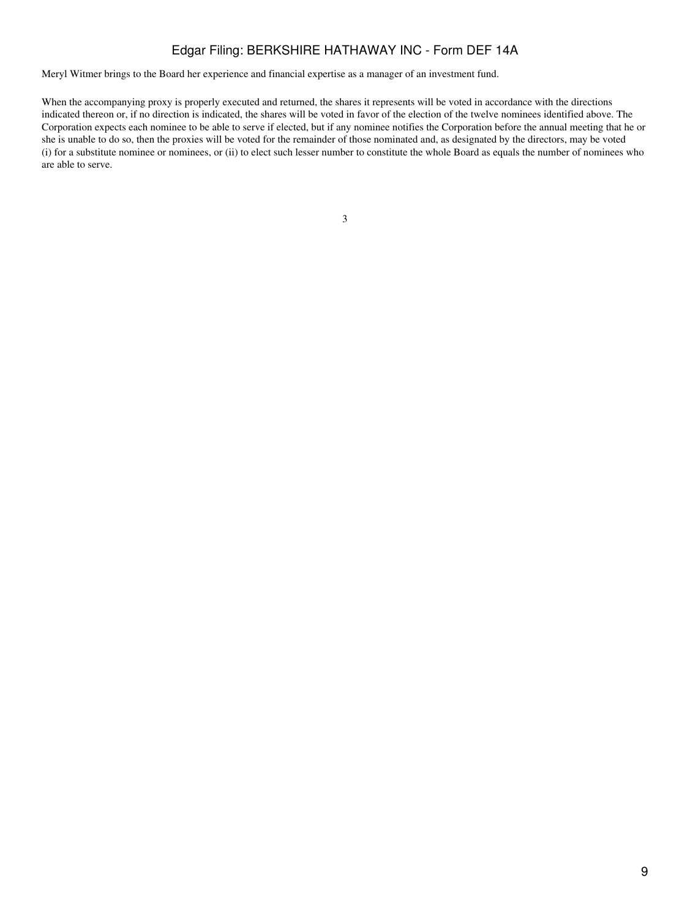Meryl Witmer brings to the Board her experience and financial expertise as a manager of an investment fund.

When the accompanying proxy is properly executed and returned, the shares it represents will be voted in accordance with the directions indicated thereon or, if no direction is indicated, the shares will be voted in favor of the election of the twelve nominees identified above. The Corporation expects each nominee to be able to serve if elected, but if any nominee notifies the Corporation before the annual meeting that he or she is unable to do so, then the proxies will be voted for the remainder of those nominated and, as designated by the directors, may be voted (i) for a substitute nominee or nominees, or (ii) to elect such lesser number to constitute the whole Board as equals the number of nominees who are able to serve.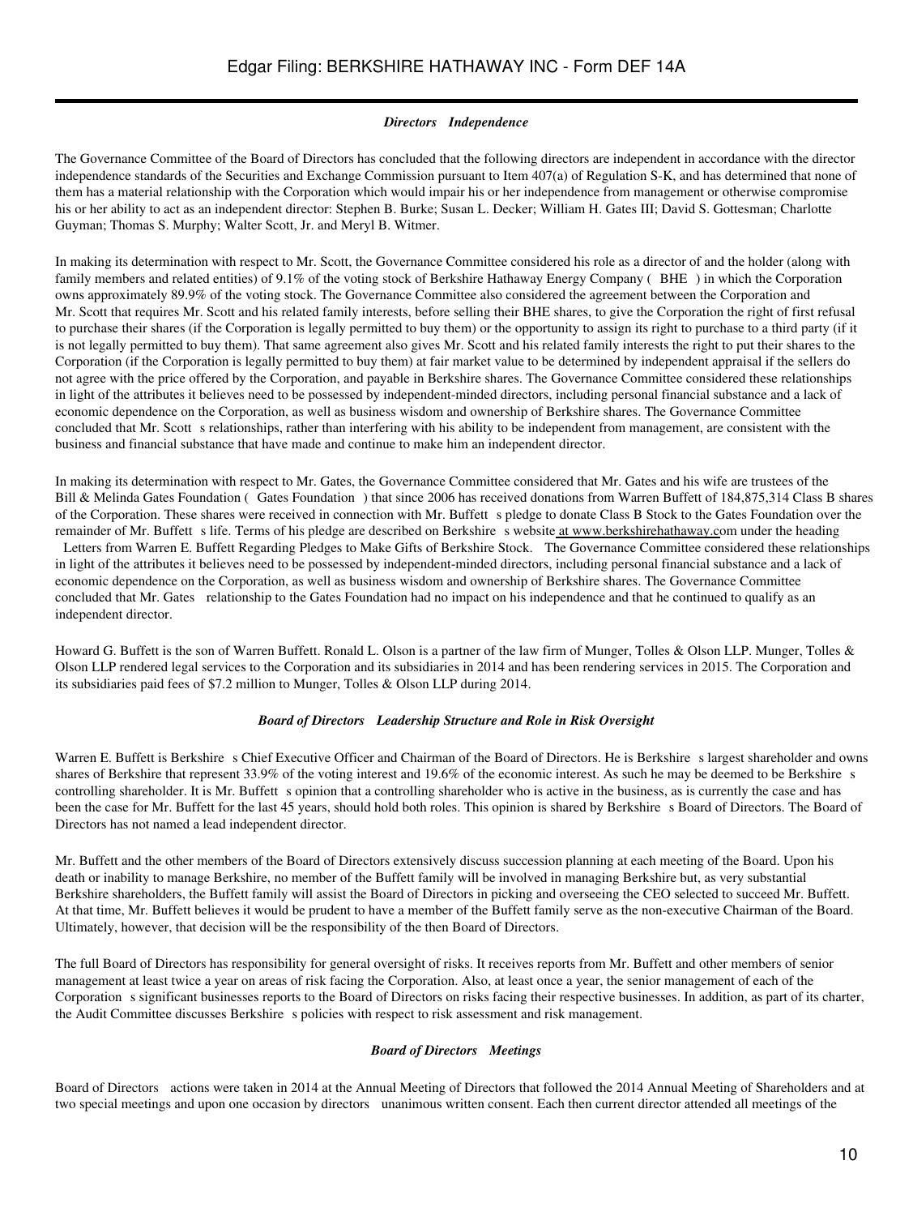### *Directors Independence*

The Governance Committee of the Board of Directors has concluded that the following directors are independent in accordance with the director independence standards of the Securities and Exchange Commission pursuant to Item 407(a) of Regulation S-K, and has determined that none of them has a material relationship with the Corporation which would impair his or her independence from management or otherwise compromise his or her ability to act as an independent director: Stephen B. Burke; Susan L. Decker; William H. Gates III; David S. Gottesman; Charlotte Guyman; Thomas S. Murphy; Walter Scott, Jr. and Meryl B. Witmer.

In making its determination with respect to Mr. Scott, the Governance Committee considered his role as a director of and the holder (along with family members and related entities) of 9.1% of the voting stock of Berkshire Hathaway Energy Company ( BHE ) in which the Corporation owns approximately 89.9% of the voting stock. The Governance Committee also considered the agreement between the Corporation and Mr. Scott that requires Mr. Scott and his related family interests, before selling their BHE shares, to give the Corporation the right of first refusal to purchase their shares (if the Corporation is legally permitted to buy them) or the opportunity to assign its right to purchase to a third party (if it is not legally permitted to buy them). That same agreement also gives Mr. Scott and his related family interests the right to put their shares to the Corporation (if the Corporation is legally permitted to buy them) at fair market value to be determined by independent appraisal if the sellers do not agree with the price offered by the Corporation, and payable in Berkshire shares. The Governance Committee considered these relationships in light of the attributes it believes need to be possessed by independent-minded directors, including personal financial substance and a lack of economic dependence on the Corporation, as well as business wisdom and ownership of Berkshire shares. The Governance Committee concluded that Mr. Scott s relationships, rather than interfering with his ability to be independent from management, are consistent with the business and financial substance that have made and continue to make him an independent director.

In making its determination with respect to Mr. Gates, the Governance Committee considered that Mr. Gates and his wife are trustees of the Bill & Melinda Gates Foundation ( Gates Foundation ) that since 2006 has received donations from Warren Buffett of 184,875,314 Class B shares of the Corporation. These shares were received in connection with Mr. Buffett s pledge to donate Class B Stock to the Gates Foundation over the remainder of Mr. Buffett s life. Terms of his pledge are described on Berkshire s website at www.berkshirehathaway.com under the heading Letters from Warren E. Buffett Regarding Pledges to Make Gifts of Berkshire Stock. The Governance Committee considered these relationships in light of the attributes it believes need to be possessed by independent-minded directors, including personal financial substance and a lack of economic dependence on the Corporation, as well as business wisdom and ownership of Berkshire shares. The Governance Committee concluded that Mr. Gates relationship to the Gates Foundation had no impact on his independence and that he continued to qualify as an independent director.

Howard G. Buffett is the son of Warren Buffett. Ronald L. Olson is a partner of the law firm of Munger, Tolles & Olson LLP. Munger, Tolles & Olson LLP rendered legal services to the Corporation and its subsidiaries in 2014 and has been rendering services in 2015. The Corporation and its subsidiaries paid fees of $7.2 million to Munger, Tolles & Olson LLP during 2014.

### *Board of Directors Leadership Structure and Role in Risk Oversight*

Warren E. Buffett is Berkshire s Chief Executive Officer and Chairman of the Board of Directors. He is Berkshire s largest shareholder and owns shares of Berkshire that represent 33.9% of the voting interest and 19.6% of the economic interest. As such he may be deemed to be Berkshire s controlling shareholder. It is Mr. Buffett s opinion that a controlling shareholder who is active in the business, as is currently the case and has been the case for Mr. Buffett for the last 45 years, should hold both roles. This opinion is shared by Berkshire s Board of Directors. The Board of Directors has not named a lead independent director.

Mr. Buffett and the other members of the Board of Directors extensively discuss succession planning at each meeting of the Board. Upon his death or inability to manage Berkshire, no member of the Buffett family will be involved in managing Berkshire but, as very substantial Berkshire shareholders, the Buffett family will assist the Board of Directors in picking and overseeing the CEO selected to succeed Mr. Buffett. At that time, Mr. Buffett believes it would be prudent to have a member of the Buffett family serve as the non-executive Chairman of the Board. Ultimately, however, that decision will be the responsibility of the then Board of Directors.

The full Board of Directors has responsibility for general oversight of risks. It receives reports from Mr. Buffett and other members of senior management at least twice a year on areas of risk facing the Corporation. Also, at least once a year, the senior management of each of the Corporation s significant businesses reports to the Board of Directors on risks facing their respective businesses. In addition, as part of its charter, the Audit Committee discusses Berkshire s policies with respect to risk assessment and risk management.

### *Board of Directors Meetings*

Board of Directors actions were taken in 2014 at the Annual Meeting of Directors that followed the 2014 Annual Meeting of Shareholders and at two special meetings and upon one occasion by directors unanimous written consent. Each then current director attended all meetings of the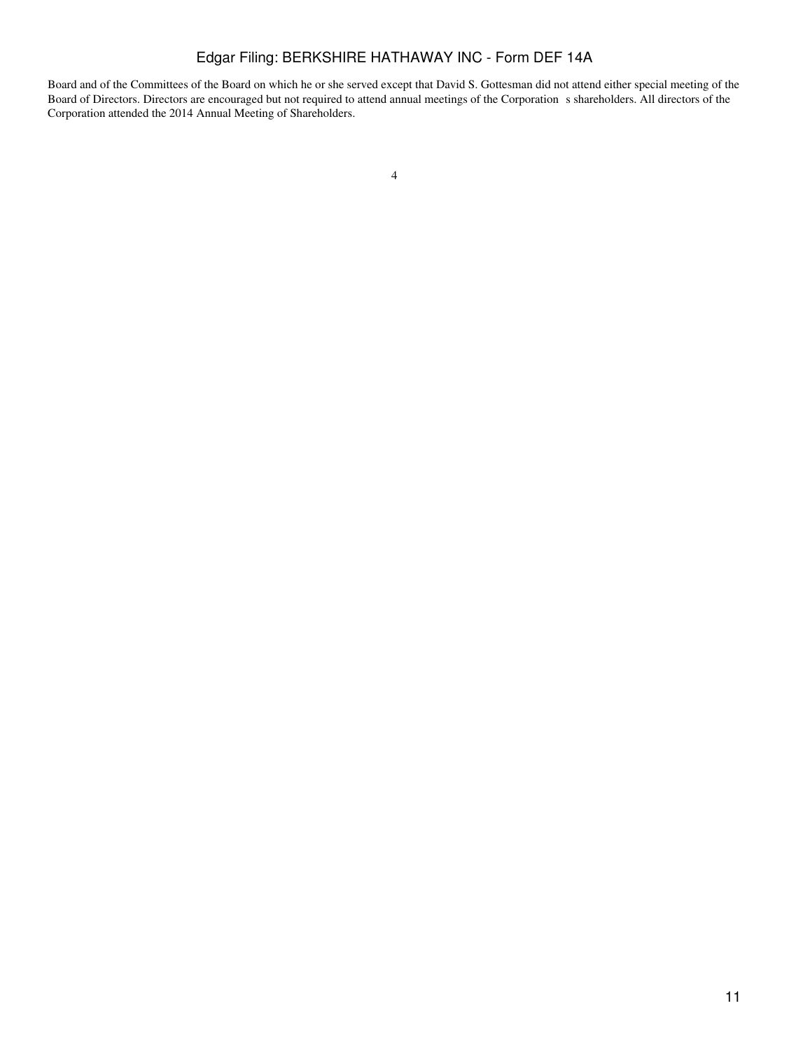Board and of the Committees of the Board on which he or she served except that David S. Gottesman did not attend either special meeting of the Board of Directors. Directors are encouraged but not required to attend annual meetings of the Corporation s shareholders. All directors of the Corporation attended the 2014 Annual Meeting of Shareholders.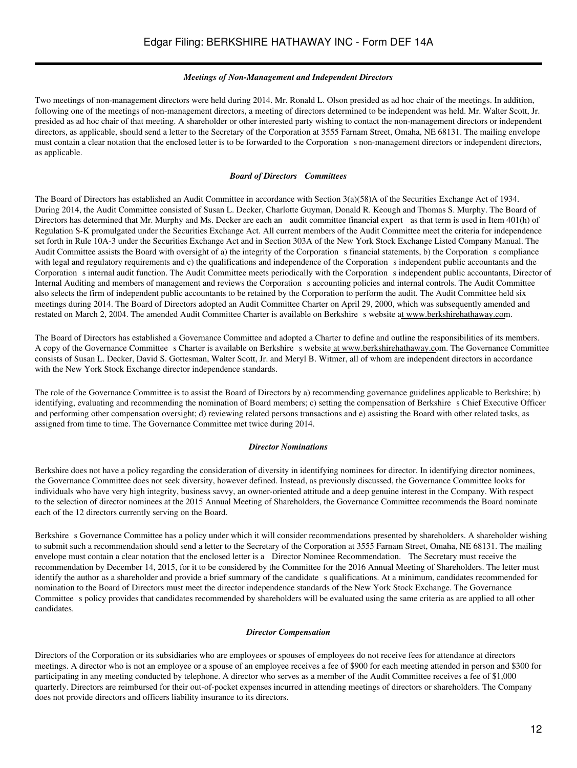### *Meetings of Non-Management and Independent Directors*

Two meetings of non-management directors were held during 2014. Mr. Ronald L. Olson presided as ad hoc chair of the meetings. In addition, following one of the meetings of non-management directors, a meeting of directors determined to be independent was held. Mr. Walter Scott, Jr. presided as ad hoc chair of that meeting. A shareholder or other interested party wishing to contact the non-management directors or independent directors, as applicable, should send a letter to the Secretary of the Corporation at 3555 Farnam Street, Omaha, NE 68131. The mailing envelope must contain a clear notation that the enclosed letter is to be forwarded to the Corporation s non-management directors or independent directors, as applicable.

### *Board of Directors Committees*

The Board of Directors has established an Audit Committee in accordance with Section 3(a)(58)A of the Securities Exchange Act of 1934. During 2014, the Audit Committee consisted of Susan L. Decker, Charlotte Guyman, Donald R. Keough and Thomas S. Murphy. The Board of Directors has determined that Mr. Murphy and Ms. Decker are each an audit committee financial expert as that term is used in Item 401(h) of Regulation S-K promulgated under the Securities Exchange Act. All current members of the Audit Committee meet the criteria for independence set forth in Rule 10A-3 under the Securities Exchange Act and in Section 303A of the New York Stock Exchange Listed Company Manual. The Audit Committee assists the Board with oversight of a) the integrity of the Corporation s financial statements, b) the Corporation s compliance with legal and regulatory requirements and c) the qualifications and independence of the Corporation s independent public accountants and the Corporation s internal audit function. The Audit Committee meets periodically with the Corporation s independent public accountants, Director of Internal Auditing and members of management and reviews the Corporation s accounting policies and internal controls. The Audit Committee also selects the firm of independent public accountants to be retained by the Corporation to perform the audit. The Audit Committee held six meetings during 2014. The Board of Directors adopted an Audit Committee Charter on April 29, 2000, which was subsequently amended and restated on March 2, 2004. The amended Audit Committee Charter is available on Berkshire s website at www.berkshirehathaway.com.

The Board of Directors has established a Governance Committee and adopted a Charter to define and outline the responsibilities of its members. A copy of the Governance Committee s Charter is available on Berkshire s website at www.berkshirehathaway.com. The Governance Committee consists of Susan L. Decker, David S. Gottesman, Walter Scott, Jr. and Meryl B. Witmer, all of whom are independent directors in accordance with the New York Stock Exchange director independence standards.

The role of the Governance Committee is to assist the Board of Directors by a) recommending governance guidelines applicable to Berkshire; b) identifying, evaluating and recommending the nomination of Board members; c) setting the compensation of Berkshire s Chief Executive Officer and performing other compensation oversight; d) reviewing related persons transactions and e) assisting the Board with other related tasks, as assigned from time to time. The Governance Committee met twice during 2014.

### *Director Nominations*

Berkshire does not have a policy regarding the consideration of diversity in identifying nominees for director. In identifying director nominees, the Governance Committee does not seek diversity, however defined. Instead, as previously discussed, the Governance Committee looks for individuals who have very high integrity, business savvy, an owner-oriented attitude and a deep genuine interest in the Company. With respect to the selection of director nominees at the 2015 Annual Meeting of Shareholders, the Governance Committee recommends the Board nominate each of the 12 directors currently serving on the Board.

Berkshire s Governance Committee has a policy under which it will consider recommendations presented by shareholders. A shareholder wishing to submit such a recommendation should send a letter to the Secretary of the Corporation at 3555 Farnam Street, Omaha, NE 68131. The mailing envelope must contain a clear notation that the enclosed letter is a Director Nominee Recommendation. The Secretary must receive the recommendation by December 14, 2015, for it to be considered by the Committee for the 2016 Annual Meeting of Shareholders. The letter must identify the author as a shareholder and provide a brief summary of the candidate s qualifications. At a minimum, candidates recommended for nomination to the Board of Directors must meet the director independence standards of the New York Stock Exchange. The Governance Committee s policy provides that candidates recommended by shareholders will be evaluated using the same criteria as are applied to all other candidates.

### *Director Compensation*

Directors of the Corporation or its subsidiaries who are employees or spouses of employees do not receive fees for attendance at directors meetings. A director who is not an employee or a spouse of an employee receives a fee of $900 for each meeting attended in person and $300 for participating in any meeting conducted by telephone. A director who serves as a member of the Audit Committee receives a fee of $1,000 quarterly. Directors are reimbursed for their out-of-pocket expenses incurred in attending meetings of directors or shareholders. The Company does not provide directors and officers liability insurance to its directors.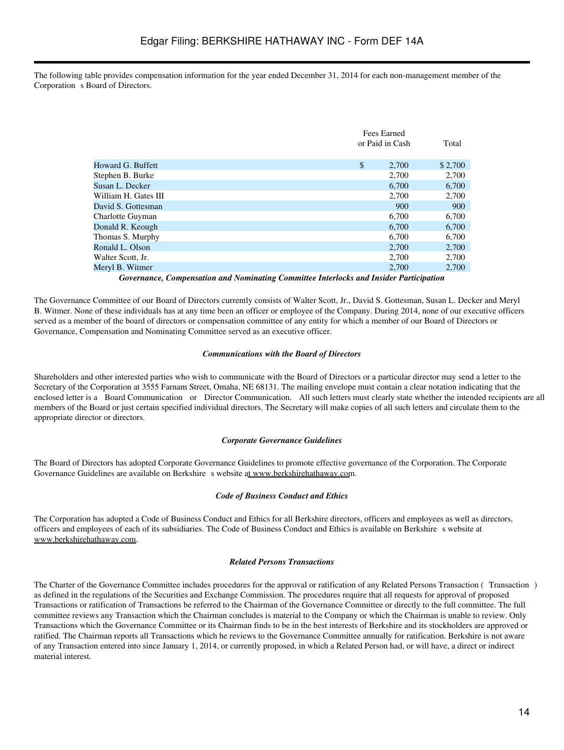The following table provides compensation information for the year ended December 31, 2014 for each non-management member of the Corporation's Board of Directors.

| | Fees Earned or Paid in Cash | Total |
|---|---|---|
| Howard G. Buffett | $ 2,700 | $ 2,700 |
| Stephen B. Burke | 2,700 | 2,700 |
| Susan L. Decker | 6,700 | 6,700 |
| William H. Gates III | 2,700 | 2,700 |
| David S. Gottesman | 900 | 900 |
| Charlotte Guyman | 6,700 | 6,700 |
| Donald R. Keough | 6,700 | 6,700 |
| Thomas S. Murphy | 6,700 | 6,700 |
| Ronald L. Olson | 2,700 | 2,700 |
| Walter Scott, Jr. | 2,700 | 2,700 |
| Meryl B. Witmer | 2,700 | 2,700 |

***Governance, Compensation and Nominating Committee Interlocks and Insider Participation***

The Governance Committee of our Board of Directors currently consists of Walter Scott, Jr., David S. Gottesman, Susan L. Decker and Meryl B. Witmer. None of these individuals has at any time been an officer or employee of the Company. During 2014, none of our executive officers served as a member of the board of directors or compensation committee of any entity for which a member of our Board of Directors or Governance, Compensation and Nominating Committee served as an executive officer.

***Communications with the Board of Directors***

Shareholders and other interested parties who wish to communicate with the Board of Directors or a particular director may send a letter to the Secretary of the Corporation at 3555 Farnam Street, Omaha, NE 68131. The mailing envelope must contain a clear notation indicating that the enclosed letter is a "Board Communication" or "Director Communication." All such letters must clearly state whether the intended recipients are all members of the Board or just certain specified individual directors. The Secretary will make copies of all such letters and circulate them to the appropriate director or directors.

***Corporate Governance Guidelines***

The Board of Directors has adopted Corporate Governance Guidelines to promote effective governance of the Corporation. The Corporate Governance Guidelines are available on Berkshire's website at www.berkshirehathaway.com.

***Code of Business Conduct and Ethics***

The Corporation has adopted a Code of Business Conduct and Ethics for all Berkshire directors, officers and employees as well as directors, officers and employees of each of its subsidiaries. The Code of Business Conduct and Ethics is available on Berkshire's website at www.berkshirehathaway.com.

***Related Persons Transactions***

The Charter of the Governance Committee includes procedures for the approval or ratification of any Related Persons Transaction ("Transaction") as defined in the regulations of the Securities and Exchange Commission. The procedures require that all requests for approval of proposed Transactions or ratification of Transactions be referred to the Chairman of the Governance Committee or directly to the full committee. The full committee reviews any Transaction which the Chairman concludes is material to the Company or which the Chairman is unable to review. Only Transactions which the Governance Committee or its Chairman finds to be in the best interests of Berkshire and its stockholders are approved or ratified. The Chairman reports all Transactions which he reviews to the Governance Committee annually for ratification. Berkshire is not aware of any Transaction entered into since January 1, 2014, or currently proposed, in which a Related Person had, or will have, a direct or indirect material interest.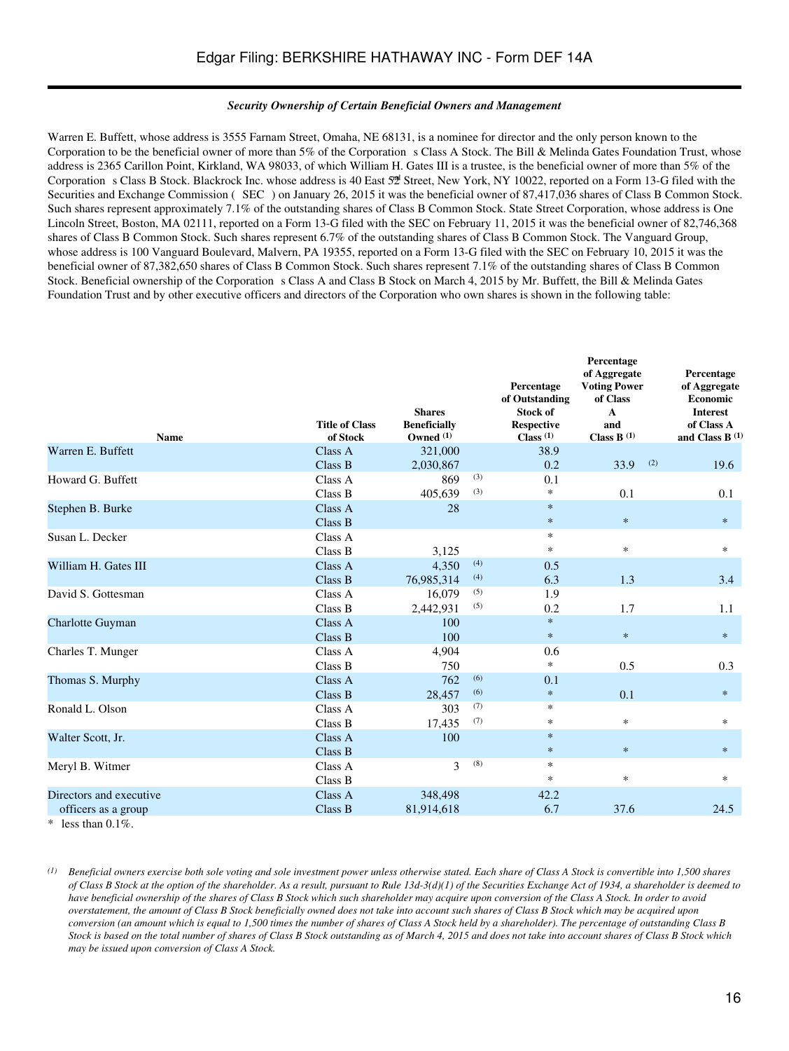***Security Ownership of Certain Beneficial Owners and Management***

Warren E. Buffett, whose address is 3555 Farnam Street, Omaha, NE 68131, is a nominee for director and the only person known to the Corporation to be the beneficial owner of more than 5% of the Corporation s Class A Stock. The Bill & Melinda Gates Foundation Trust, whose address is 2365 Carillon Point, Kirkland, WA 98033, of which William H. Gates III is a trustee, is the beneficial owner of more than 5% of the Corporation s Class B Stock. Blackrock Inc. whose address is 40 East 52nd Street, New York, NY 10022, reported on a Form 13-G filed with the Securities and Exchange Commission ( SEC ) on January 26, 2015 it was the beneficial owner of 87,417,036 shares of Class B Common Stock. Such shares represent approximately 7.1% of the outstanding shares of Class B Common Stock. State Street Corporation, whose address is One Lincoln Street, Boston, MA 02111, reported on a Form 13-G filed with the SEC on February 11, 2015 it was the beneficial owner of 82,746,368 shares of Class B Common Stock. Such shares represent 6.7% of the outstanding shares of Class B Common Stock. The Vanguard Group, whose address is 100 Vanguard Boulevard, Malvern, PA 19355, reported on a Form 13-G filed with the SEC on February 10, 2015 it was the beneficial owner of 87,382,650 shares of Class B Common Stock. Such shares represent 7.1% of the outstanding shares of Class B Common Stock. Beneficial ownership of the Corporation s Class A and Class B Stock on March 4, 2015 by Mr. Buffett, the Bill & Melinda Gates Foundation Trust and by other executive officers and directors of the Corporation who own shares is shown in the following table:

| Name | Title of Class of Stock | Shares Beneficially Owned (1) | | Percentage of Outstanding Stock of Respective Class (1) | Percentage of Aggregate Voting Power of Class A and Class B (1) | | Percentage of Aggregate Economic Interest of Class A and Class B (1) |
|---|---|---|---|---|---|---|---|
| Warren E. Buffett | Class A | 321,000 | | 38.9 | | | |
| | Class B | 2,030,867 | | 0.2 | 33.9 | (2) | 19.6 |
| Howard G. Buffett | Class A | 869 | (3) | 0.1 | | | |
| | Class B | 405,639 | (3) | * | 0.1 | | 0.1 |
| Stephen B. Burke | Class A | 28 | | * | | | |
| | Class B | | | * | * | | * |
| Susan L. Decker | Class A | | | * | | | |
| | Class B | 3,125 | | * | * | | * |
| William H. Gates III | Class A | 4,350 | (4) | 0.5 | | | |
| | Class B | 76,985,314 | (4) | 6.3 | 1.3 | | 3.4 |
| David S. Gottesman | Class A | 16,079 | (5) | 1.9 | | | |
| | Class B | 2,442,931 | (5) | 0.2 | 1.7 | | 1.1 |
| Charlotte Guyman | Class A | 100 | | * | | | |
| | Class B | 100 | | * | * | | * |
| Charles T. Munger | Class A | 4,904 | | 0.6 | | | |
| | Class B | 750 | | * | 0.5 | | 0.3 |
| Thomas S. Murphy | Class A | 762 | (6) | 0.1 | | | |
| | Class B | 28,457 | (6) | * | 0.1 | | * |
| Ronald L. Olson | Class A | 303 | (7) | * | | | |
| | Class B | 17,435 | (7) | * | * | | * |
| Walter Scott, Jr. | Class A | 100 | | * | | | |
| | Class B | | | * | * | | * |
| Meryl B. Witmer | Class A | 3 | (8) | * | | | |
| | Class B | | | * | * | | * |
| Directors and executive | Class A | 348,498 | | 42.2 | | | |
| officers as a group | Class B | 81,914,618 | | 6.7 | 37.6 | | 24.5 |

\* less than 0.1%.

(1) *Beneficial owners exercise both sole voting and sole investment power unless otherwise stated. Each share of Class A Stock is convertible into 1,500 shares of Class B Stock at the option of the shareholder. As a result, pursuant to Rule 13d-3(d)(1) of the Securities Exchange Act of 1934, a shareholder is deemed to have beneficial ownership of the shares of Class B Stock which such shareholder may acquire upon conversion of the Class A Stock. In order to avoid overstatement, the amount of Class B Stock beneficially owned does not take into account such shares of Class B Stock which may be acquired upon conversion (an amount which is equal to 1,500 times the number of shares of Class A Stock held by a shareholder). The percentage of outstanding Class B Stock is based on the total number of shares of Class B Stock outstanding as of March 4, 2015 and does not take into account shares of Class B Stock which may be issued upon conversion of Class A Stock.*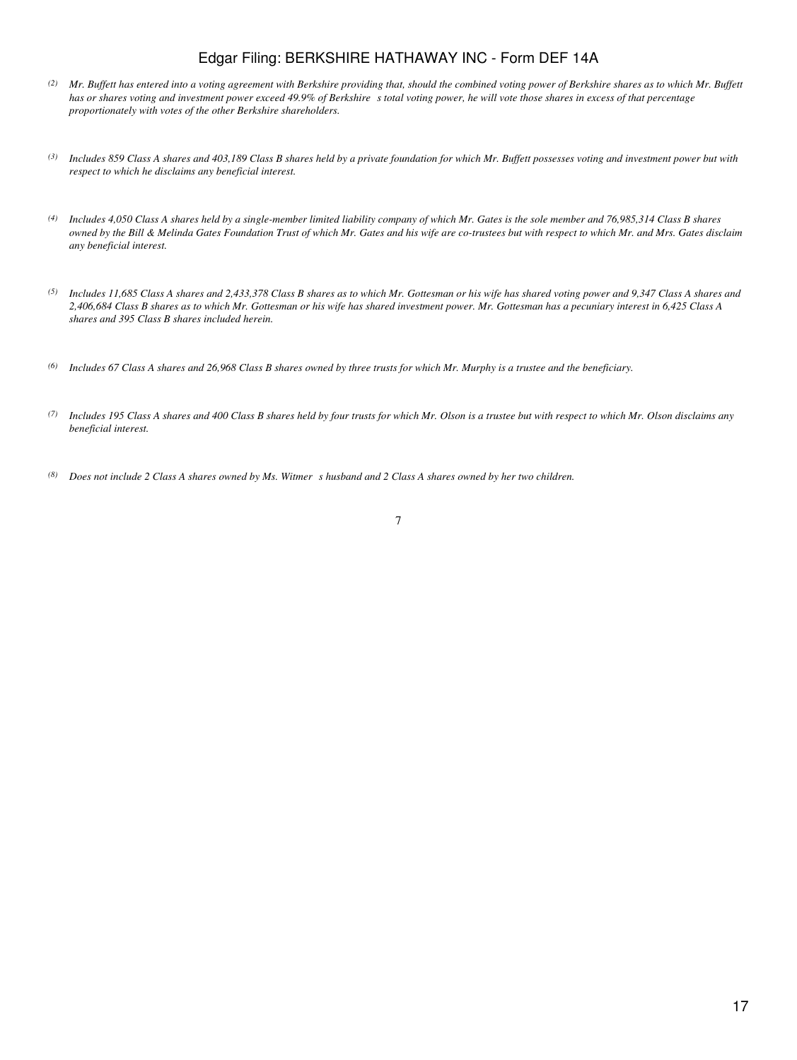*(2) Mr. Buffett has entered into a voting agreement with Berkshire providing that, should the combined voting power of Berkshire shares as to which Mr. Buffett has or shares voting and investment power exceed 49.9% of Berkshire s total voting power, he will vote those shares in excess of that percentage proportionately with votes of the other Berkshire shareholders.*

*(3) Includes 859 Class A shares and 403,189 Class B shares held by a private foundation for which Mr. Buffett possesses voting and investment power but with respect to which he disclaims any beneficial interest.*

*(4) Includes 4,050 Class A shares held by a single-member limited liability company of which Mr. Gates is the sole member and 76,985,314 Class B shares owned by the Bill & Melinda Gates Foundation Trust of which Mr. Gates and his wife are co-trustees but with respect to which Mr. and Mrs. Gates disclaim any beneficial interest.*

*(5) Includes 11,685 Class A shares and 2,433,378 Class B shares as to which Mr. Gottesman or his wife has shared voting power and 9,347 Class A shares and 2,406,684 Class B shares as to which Mr. Gottesman or his wife has shared investment power. Mr. Gottesman has a pecuniary interest in 6,425 Class A shares and 395 Class B shares included herein.*

*(6) Includes 67 Class A shares and 26,968 Class B shares owned by three trusts for which Mr. Murphy is a trustee and the beneficiary.*

*(7) Includes 195 Class A shares and 400 Class B shares held by four trusts for which Mr. Olson is a trustee but with respect to which Mr. Olson disclaims any beneficial interest.*

*(8) Does not include 2 Class A shares owned by Ms. Witmer s husband and 2 Class A shares owned by her two children.*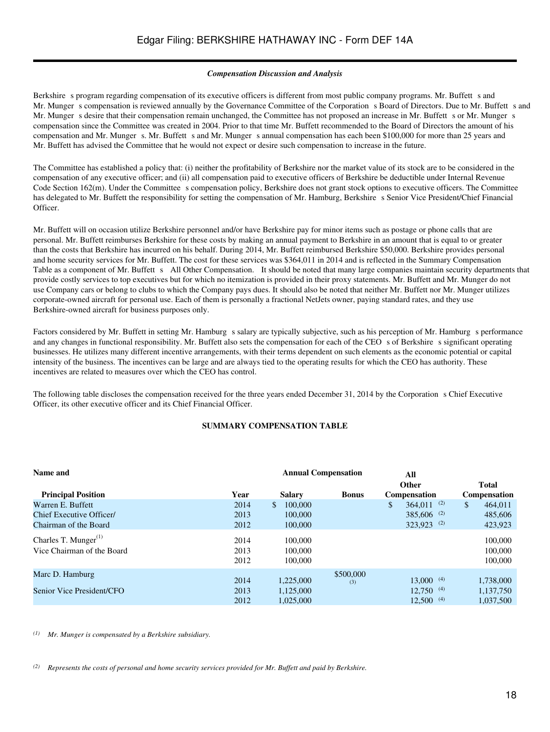*Compensation Discussion and Analysis*

Berkshire s program regarding compensation of its executive officers is different from most public company programs. Mr. Buffett s and Mr. Munger s compensation is reviewed annually by the Governance Committee of the Corporation s Board of Directors. Due to Mr. Buffett s and Mr. Munger s desire that their compensation remain unchanged, the Committee has not proposed an increase in Mr. Buffett s or Mr. Munger s compensation since the Committee was created in 2004. Prior to that time Mr. Buffett recommended to the Board of Directors the amount of his compensation and Mr. Munger s. Mr. Buffett s and Mr. Munger s annual compensation has each been $100,000 for more than 25 years and Mr. Buffett has advised the Committee that he would not expect or desire such compensation to increase in the future.

The Committee has established a policy that: (i) neither the profitability of Berkshire nor the market value of its stock are to be considered in the compensation of any executive officer; and (ii) all compensation paid to executive officers of Berkshire be deductible under Internal Revenue Code Section 162(m). Under the Committee s compensation policy, Berkshire does not grant stock options to executive officers. The Committee has delegated to Mr. Buffett the responsibility for setting the compensation of Mr. Hamburg, Berkshire s Senior Vice President/Chief Financial Officer.

Mr. Buffett will on occasion utilize Berkshire personnel and/or have Berkshire pay for minor items such as postage or phone calls that are personal. Mr. Buffett reimburses Berkshire for these costs by making an annual payment to Berkshire in an amount that is equal to or greater than the costs that Berkshire has incurred on his behalf. During 2014, Mr. Buffett reimbursed Berkshire $50,000. Berkshire provides personal and home security services for Mr. Buffett. The cost for these services was $364,011 in 2014 and is reflected in the Summary Compensation Table as a component of Mr. Buffett s All Other Compensation. It should be noted that many large companies maintain security departments that provide costly services to top executives but for which no itemization is provided in their proxy statements. Mr. Buffett and Mr. Munger do not use Company cars or belong to clubs to which the Company pays dues. It should also be noted that neither Mr. Buffett nor Mr. Munger utilizes corporate-owned aircraft for personal use. Each of them is personally a fractional NetJets owner, paying standard rates, and they use Berkshire-owned aircraft for business purposes only.

Factors considered by Mr. Buffett in setting Mr. Hamburg s salary are typically subjective, such as his perception of Mr. Hamburg s performance and any changes in functional responsibility. Mr. Buffett also sets the compensation for each of the CEO s of Berkshire s significant operating businesses. He utilizes many different incentive arrangements, with their terms dependent on such elements as the economic potential or capital intensity of the business. The incentives can be large and are always tied to the operating results for which the CEO has authority. These incentives are related to measures over which the CEO has control.

The following table discloses the compensation received for the three years ended December 31, 2014 by the Corporation s Chief Executive Officer, its other executive officer and its Chief Financial Officer.

**SUMMARY COMPENSATION TABLE**

| Name and Principal Position | Year | Annual Compensation Salary | Annual Compensation Bonus | All Other Compensation | Total Compensation |
|---|---|---|---|---|---|
| Warren E. Buffett | 2014 | $ 100,000 | | $ 364,011 (2) | $ 464,011 |
| Chief Executive Officer/ | 2013 | 100,000 | | 385,606 (2) | 485,606 |
| Chairman of the Board | 2012 | 100,000 | | 323,923 (2) | 423,923 |
| Charles T. Munger[(1)] | 2014 | 100,000 | | | 100,000 |
| Vice Chairman of the Board | 2013 | 100,000 | | | 100,000 |
| | 2012 | 100,000 | | | 100,000 |
| Marc D. Hamburg | 2014 | 1,225,000 | $500,000 (3) | 13,000 (4) | 1,738,000 |
| Senior Vice President/CFO | 2013 | 1,125,000 | | 12,750 (4) | 1,137,750 |
| | 2012 | 1,025,000 | | 12,500 (4) | 1,037,500 |

(1) *Mr. Munger is compensated by a Berkshire subsidiary.*

(2) *Represents the costs of personal and home security services provided for Mr. Buffett and paid by Berkshire.*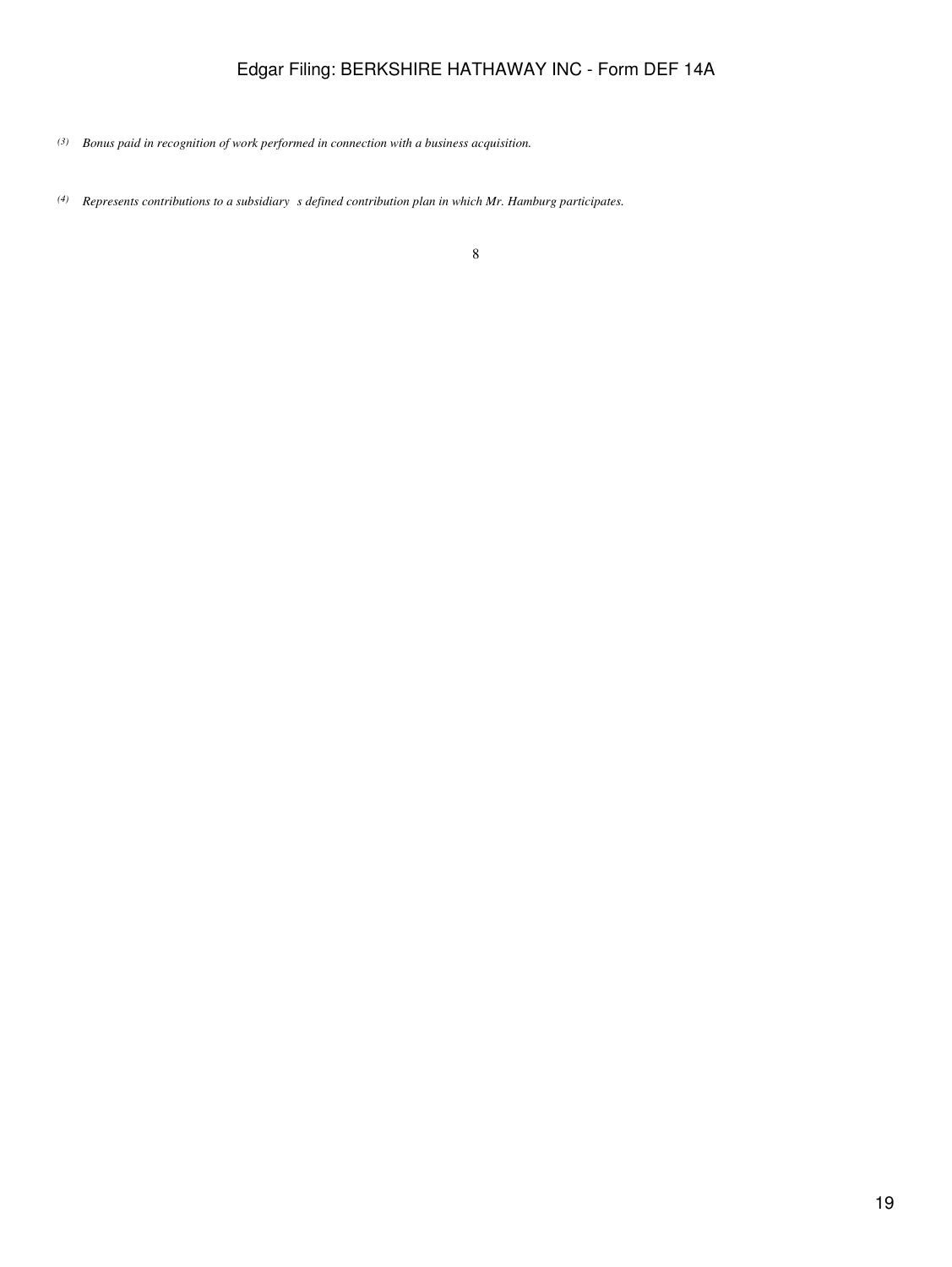(3) *Bonus paid in recognition of work performed in connection with a business acquisition.*

(4) *Represents contributions to a subsidiary s defined contribution plan in which Mr. Hamburg participates.*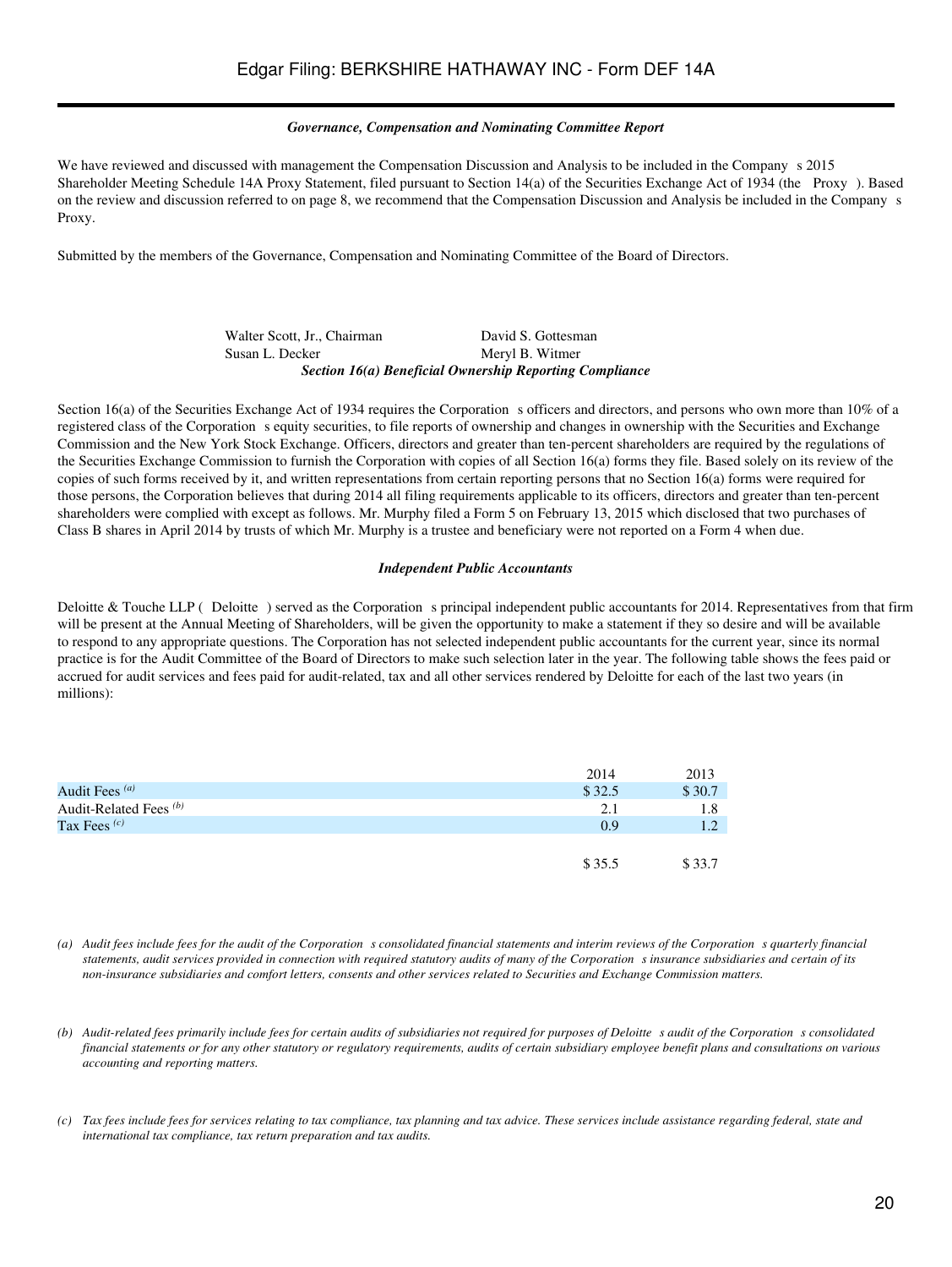### *Governance, Compensation and Nominating Committee Report*

We have reviewed and discussed with management the Compensation Discussion and Analysis to be included in the Company s 2015 Shareholder Meeting Schedule 14A Proxy Statement, filed pursuant to Section 14(a) of the Securities Exchange Act of 1934 (the Proxy ). Based on the review and discussion referred to on page 8, we recommend that the Compensation Discussion and Analysis be included in the Company s Proxy.

Submitted by the members of the Governance, Compensation and Nominating Committee of the Board of Directors.

| | |
|---|---|
| Walter Scott, Jr., Chairman | David S. Gottesman |
| Susan L. Decker | Meryl B. Witmer |

### *Section 16(a) Beneficial Ownership Reporting Compliance*

Section 16(a) of the Securities Exchange Act of 1934 requires the Corporation s officers and directors, and persons who own more than 10% of a registered class of the Corporation s equity securities, to file reports of ownership and changes in ownership with the Securities and Exchange Commission and the New York Stock Exchange. Officers, directors and greater than ten-percent shareholders are required by the regulations of the Securities Exchange Commission to furnish the Corporation with copies of all Section 16(a) forms they file. Based solely on its review of the copies of such forms received by it, and written representations from certain reporting persons that no Section 16(a) forms were required for those persons, the Corporation believes that during 2014 all filing requirements applicable to its officers, directors and greater than ten-percent shareholders were complied with except as follows. Mr. Murphy filed a Form 5 on February 13, 2015 which disclosed that two purchases of Class B shares in April 2014 by trusts of which Mr. Murphy is a trustee and beneficiary were not reported on a Form 4 when due.

### *Independent Public Accountants*

Deloitte & Touche LLP ( Deloitte ) served as the Corporation s principal independent public accountants for 2014. Representatives from that firm will be present at the Annual Meeting of Shareholders, will be given the opportunity to make a statement if they so desire and will be available to respond to any appropriate questions. The Corporation has not selected independent public accountants for the current year, since its normal practice is for the Audit Committee of the Board of Directors to make such selection later in the year. The following table shows the fees paid or accrued for audit services and fees paid for audit-related, tax and all other services rendered by Deloitte for each of the last two years (in millions):

| | 2014 | 2013 |
|---|---|---|
| Audit Fees [(a)] | $ 32.5 | $ 30.7 |
| Audit-Related Fees [(b)] | 2.1 | 1.8 |
| Tax Fees [(c)] | 0.9 | 1.2 |
| | $ 35.5 | $ 33.7 |

*(a) Audit fees include fees for the audit of the Corporation s consolidated financial statements and interim reviews of the Corporation s quarterly financial statements, audit services provided in connection with required statutory audits of many of the Corporation s insurance subsidiaries and certain of its non-insurance subsidiaries and comfort letters, consents and other services related to Securities and Exchange Commission matters.*

*(b) Audit-related fees primarily include fees for certain audits of subsidiaries not required for purposes of Deloitte s audit of the Corporation s consolidated financial statements or for any other statutory or regulatory requirements, audits of certain subsidiary employee benefit plans and consultations on various accounting and reporting matters.*

*(c) Tax fees include fees for services relating to tax compliance, tax planning and tax advice. These services include assistance regarding federal, state and international tax compliance, tax return preparation and tax audits.*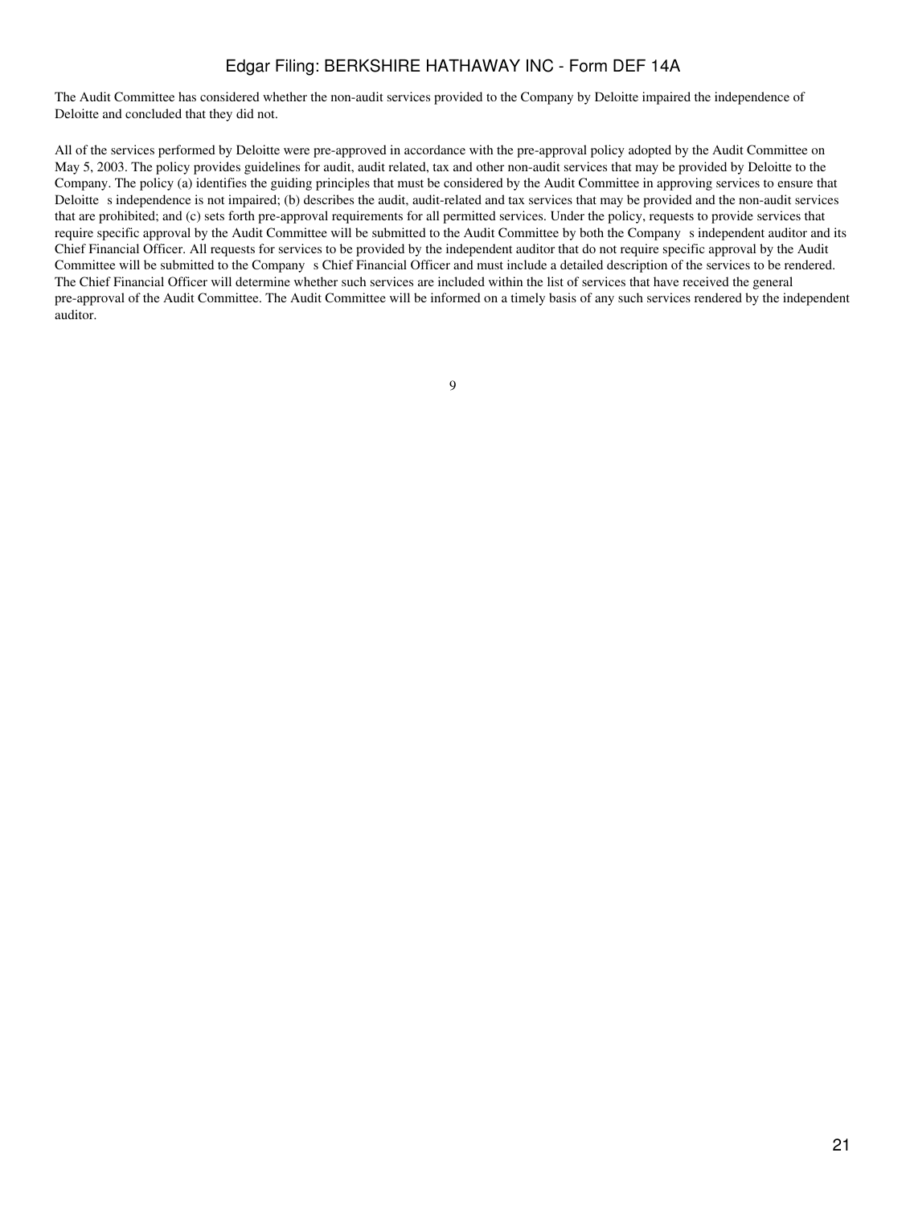The Audit Committee has considered whether the non-audit services provided to the Company by Deloitte impaired the independence of Deloitte and concluded that they did not.

All of the services performed by Deloitte were pre-approved in accordance with the pre-approval policy adopted by the Audit Committee on May 5, 2003. The policy provides guidelines for audit, audit related, tax and other non-audit services that may be provided by Deloitte to the Company. The policy (a) identifies the guiding principles that must be considered by the Audit Committee in approving services to ensure that Deloitte s independence is not impaired; (b) describes the audit, audit-related and tax services that may be provided and the non-audit services that are prohibited; and (c) sets forth pre-approval requirements for all permitted services. Under the policy, requests to provide services that require specific approval by the Audit Committee will be submitted to the Audit Committee by both the Company s independent auditor and its Chief Financial Officer. All requests for services to be provided by the independent auditor that do not require specific approval by the Audit Committee will be submitted to the Company s Chief Financial Officer and must include a detailed description of the services to be rendered. The Chief Financial Officer will determine whether such services are included within the list of services that have received the general pre-approval of the Audit Committee. The Audit Committee will be informed on a timely basis of any such services rendered by the independent auditor.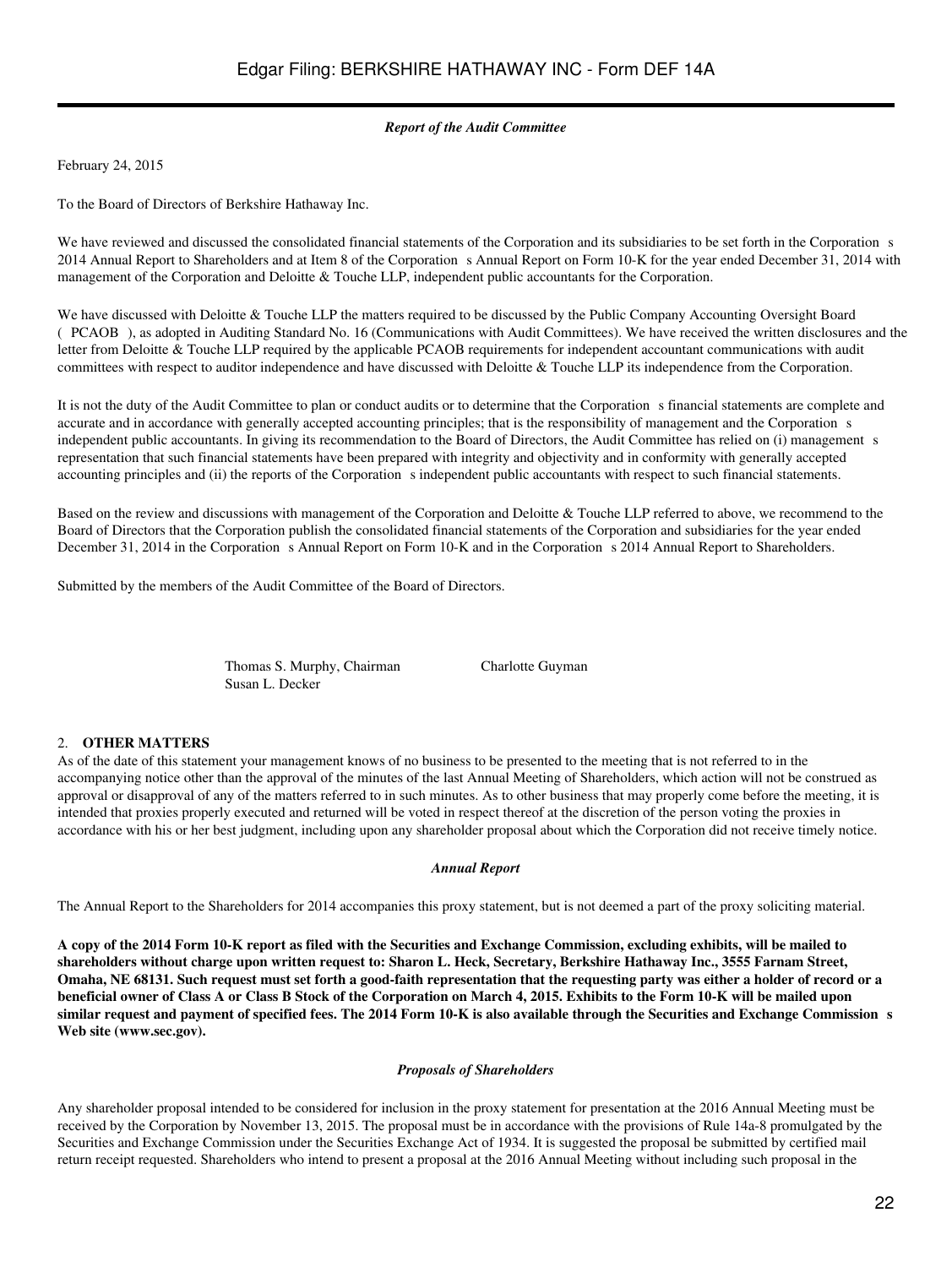*Report of the Audit Committee*

February 24, 2015

To the Board of Directors of Berkshire Hathaway Inc.

We have reviewed and discussed the consolidated financial statements of the Corporation and its subsidiaries to be set forth in the Corporation s 2014 Annual Report to Shareholders and at Item 8 of the Corporation s Annual Report on Form 10-K for the year ended December 31, 2014 with management of the Corporation and Deloitte & Touche LLP, independent public accountants for the Corporation.

We have discussed with Deloitte & Touche LLP the matters required to be discussed by the Public Company Accounting Oversight Board ( PCAOB ), as adopted in Auditing Standard No. 16 (Communications with Audit Committees). We have received the written disclosures and the letter from Deloitte & Touche LLP required by the applicable PCAOB requirements for independent accountant communications with audit committees with respect to auditor independence and have discussed with Deloitte & Touche LLP its independence from the Corporation.

It is not the duty of the Audit Committee to plan or conduct audits or to determine that the Corporation s financial statements are complete and accurate and in accordance with generally accepted accounting principles; that is the responsibility of management and the Corporation s independent public accountants. In giving its recommendation to the Board of Directors, the Audit Committee has relied on (i) management s representation that such financial statements have been prepared with integrity and objectivity and in conformity with generally accepted accounting principles and (ii) the reports of the Corporation s independent public accountants with respect to such financial statements.

Based on the review and discussions with management of the Corporation and Deloitte & Touche LLP referred to above, we recommend to the Board of Directors that the Corporation publish the consolidated financial statements of the Corporation and subsidiaries for the year ended December 31, 2014 in the Corporation s Annual Report on Form 10-K and in the Corporation s 2014 Annual Report to Shareholders.

Submitted by the members of the Audit Committee of the Board of Directors.

Thomas S. Murphy, Chairman
Charlotte Guyman
Susan L. Decker

## 2. OTHER MATTERS

As of the date of this statement your management knows of no business to be presented to the meeting that is not referred to in the accompanying notice other than the approval of the minutes of the last Annual Meeting of Shareholders, which action will not be construed as approval or disapproval of any of the matters referred to in such minutes. As to other business that may properly come before the meeting, it is intended that proxies properly executed and returned will be voted in respect thereof at the discretion of the person voting the proxies in accordance with his or her best judgment, including upon any shareholder proposal about which the Corporation did not receive timely notice.

*Annual Report*

The Annual Report to the Shareholders for 2014 accompanies this proxy statement, but is not deemed a part of the proxy soliciting material.

**A copy of the 2014 Form 10-K report as filed with the Securities and Exchange Commission, excluding exhibits, will be mailed to shareholders without charge upon written request to: Sharon L. Heck, Secretary, Berkshire Hathaway Inc., 3555 Farnam Street, Omaha, NE 68131. Such request must set forth a good-faith representation that the requesting party was either a holder of record or a beneficial owner of Class A or Class B Stock of the Corporation on March 4, 2015. Exhibits to the Form 10-K will be mailed upon similar request and payment of specified fees. The 2014 Form 10-K is also available through the Securities and Exchange Commission s Web site (www.sec.gov).**

*Proposals of Shareholders*

Any shareholder proposal intended to be considered for inclusion in the proxy statement for presentation at the 2016 Annual Meeting must be received by the Corporation by November 13, 2015. The proposal must be in accordance with the provisions of Rule 14a-8 promulgated by the Securities and Exchange Commission under the Securities Exchange Act of 1934. It is suggested the proposal be submitted by certified mail return receipt requested. Shareholders who intend to present a proposal at the 2016 Annual Meeting without including such proposal in the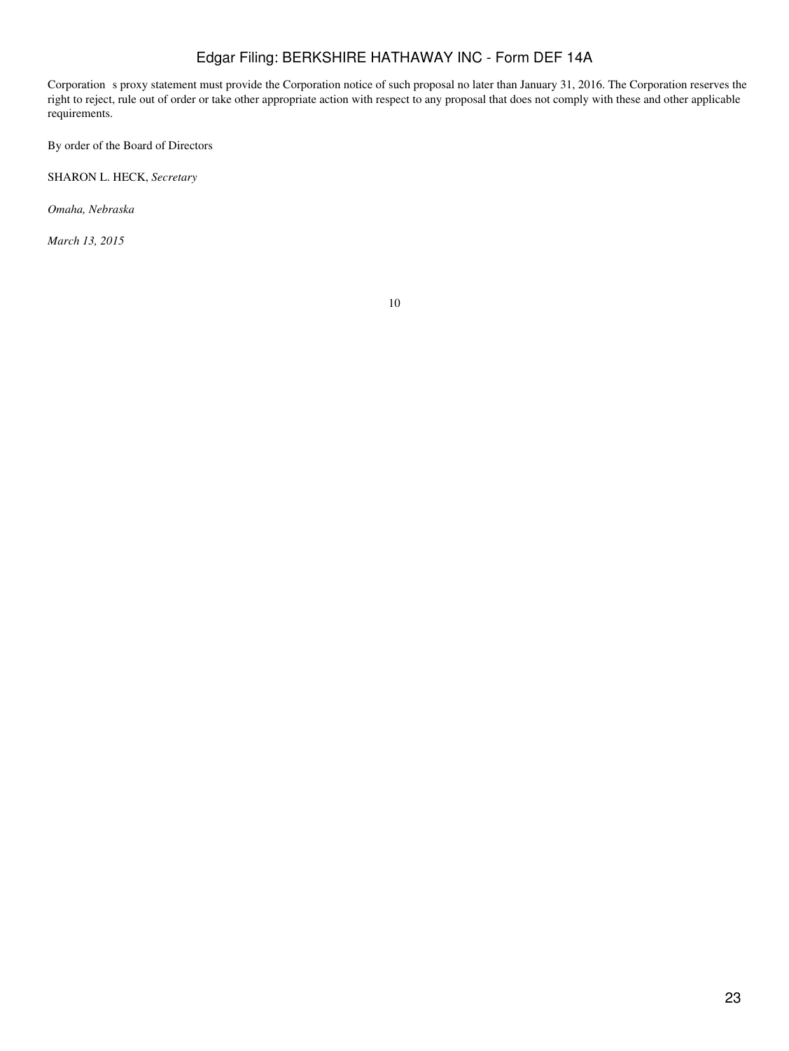Corporation s proxy statement must provide the Corporation notice of such proposal no later than January 31, 2016. The Corporation reserves the right to reject, rule out of order or take other appropriate action with respect to any proposal that does not comply with these and other applicable requirements.

By order of the Board of Directors

SHARON L. HECK, *Secretary*

*Omaha, Nebraska*

*March 13, 2015*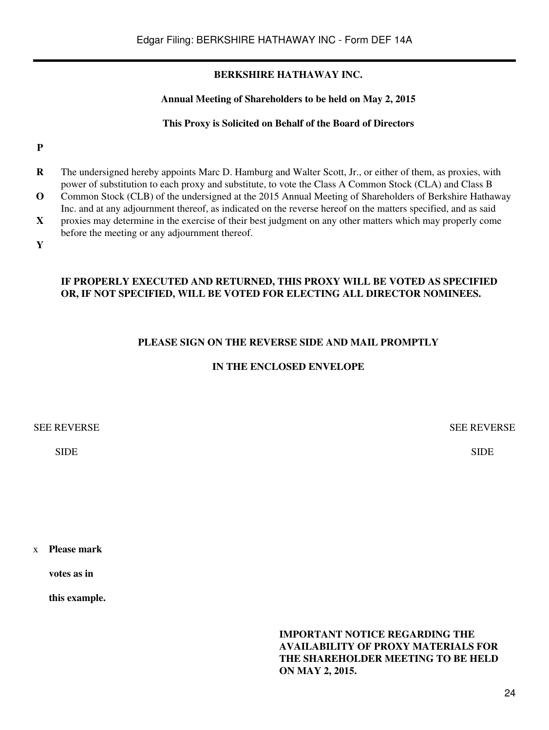**BERKSHIRE HATHAWAY INC.**

**Annual Meeting of Shareholders to be held on May 2, 2015**

**This Proxy is Solicited on Behalf of the Board of Directors**

**P**

**R**

**O**

**X**

**Y**

The undersigned hereby appoints Marc D. Hamburg and Walter Scott, Jr., or either of them, as proxies, with power of substitution to each proxy and substitute, to vote the Class A Common Stock (CLA) and Class B Common Stock (CLB) of the undersigned at the 2015 Annual Meeting of Shareholders of Berkshire Hathaway Inc. and at any adjournment thereof, as indicated on the reverse hereof on the matters specified, and as said proxies may determine in the exercise of their best judgment on any other matters which may properly come before the meeting or any adjournment thereof.

**IF PROPERLY EXECUTED AND RETURNED, THIS PROXY WILL BE VOTED AS SPECIFIED OR, IF NOT SPECIFIED, WILL BE VOTED FOR ELECTING ALL DIRECTOR NOMINEES.**

**PLEASE SIGN ON THE REVERSE SIDE AND MAIL PROMPTLY**

**IN THE ENCLOSED ENVELOPE**

SEE REVERSE SIDE

SEE REVERSE SIDE

x **Please mark votes as in this example.**

**IMPORTANT NOTICE REGARDING THE AVAILABILITY OF PROXY MATERIALS FOR THE SHAREHOLDER MEETING TO BE HELD ON MAY 2, 2015.**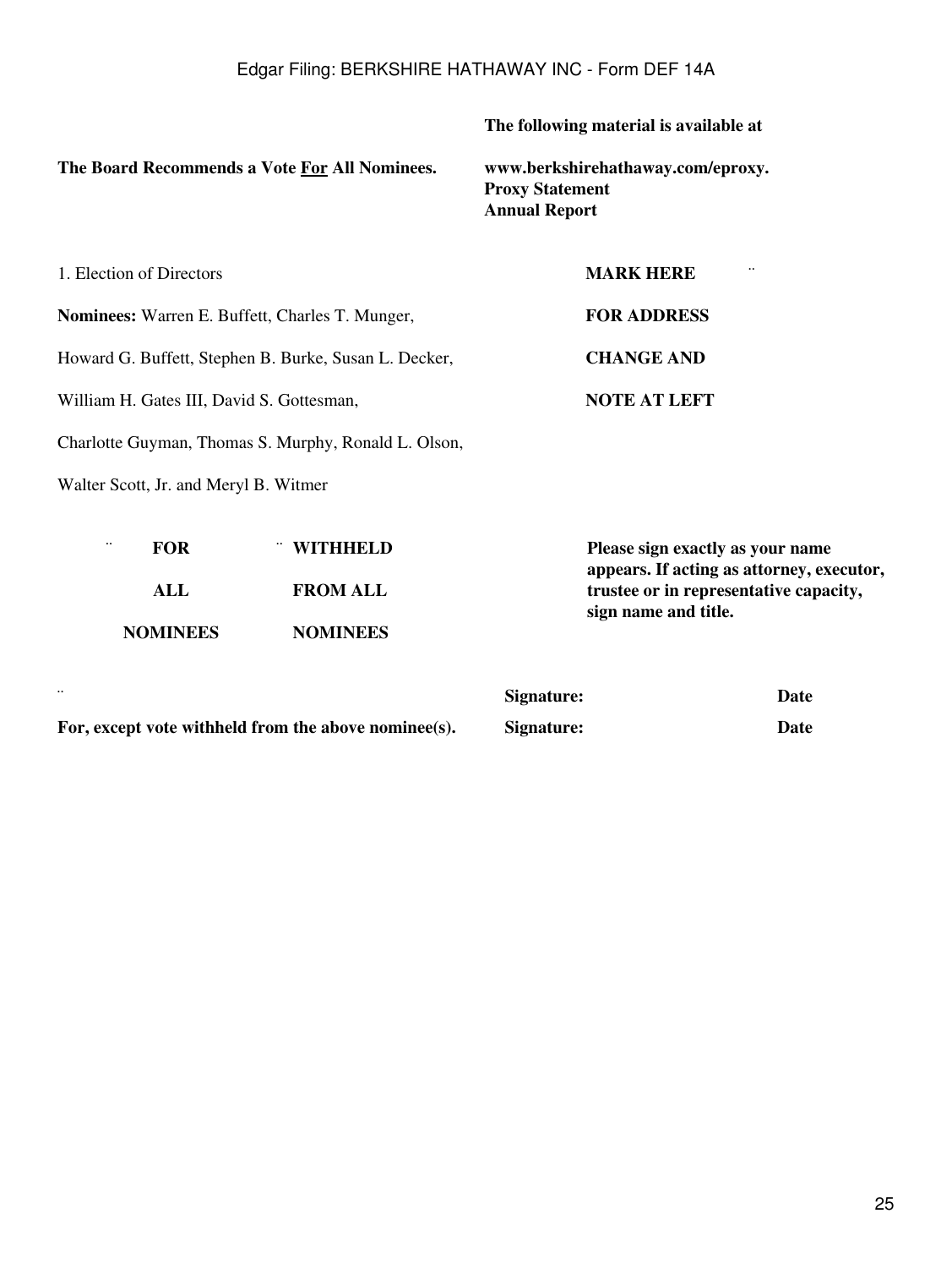**The following material is available at**

**The Board Recommends a Vote For All Nominees.**

**www.berkshirehathaway.com/eproxy.**
**Proxy Statement**
**Annual Report**

1. Election of Directors

**Nominees:** Warren E. Buffett, Charles T. Munger,
Howard G. Buffett, Stephen B. Burke, Susan L. Decker,
William H. Gates III, David S. Gottesman,
Charlotte Guyman, Thomas S. Murphy, Ronald L. Olson,
Walter Scott, Jr. and Meryl B. Witmer

¨ **MARK HERE FOR ADDRESS CHANGE AND NOTE AT LEFT**

¨ **FOR ALL NOMINEES**

¨ **WITHHELD FROM ALL NOMINEES**

**Please sign exactly as your name appears. If acting as attorney, executor, trustee or in representative capacity, sign name and title.**

¨

**For, except vote withheld from the above nominee(s).**

**Signature:** **Date**

**Signature:** **Date**